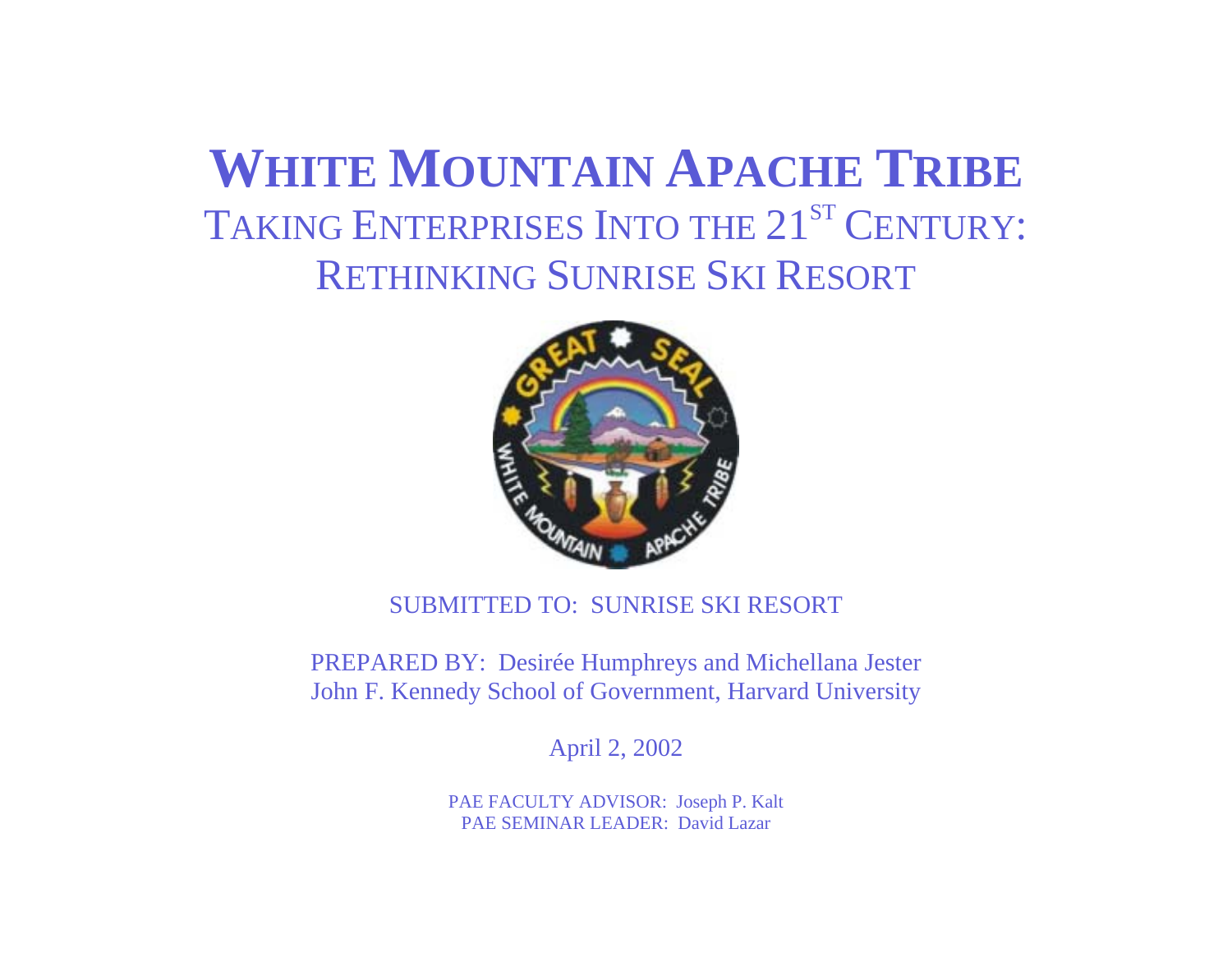# WHITE MOUNTAIN APACHE TRIBE

## TAKING ENTERPRISES INTO THE 21ST CENTURY: RETHINKING SUNRISE SKI RESORT

SUBMITTED TO: SUNRISE SKI RESORT

PREPARED BY: Desirée Humphreys and Michellana Jester
John F. Kennedy School of Government, Harvard University

April 2, 2002

PAE FACULTY ADVISOR: Joseph P. Kalt
PAE SEMINAR LEADER: David Lazar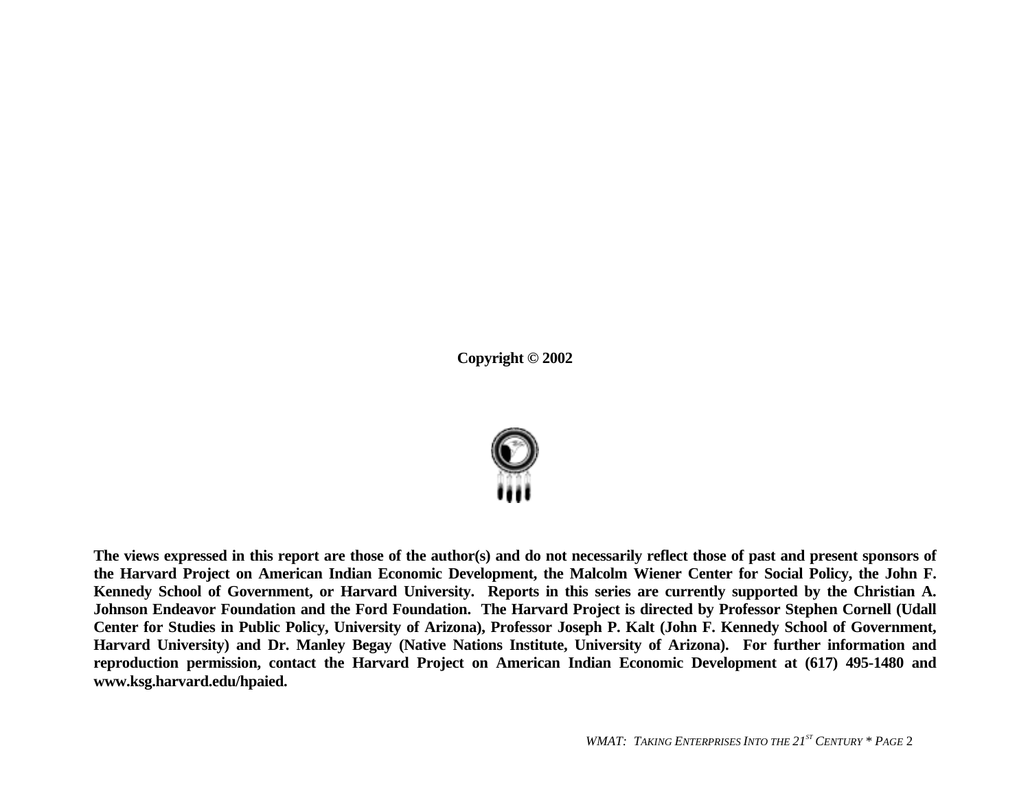**Copyright © 2002**

**The views expressed in this report are those of the author(s) and do not necessarily reflect those of past and present sponsors of the Harvard Project on American Indian Economic Development, the Malcolm Wiener Center for Social Policy, the John F. Kennedy School of Government, or Harvard University. Reports in this series are currently supported by the Christian A. Johnson Endeavor Foundation and the Ford Foundation. The Harvard Project is directed by Professor Stephen Cornell (Udall Center for Studies in Public Policy, University of Arizona), Professor Joseph P. Kalt (John F. Kennedy School of Government, Harvard University) and Dr. Manley Begay (Native Nations Institute, University of Arizona). For further information and reproduction permission, contact the Harvard Project on American Indian Economic Development at (617) 495-1480 and www.ksg.harvard.edu/hpaied.**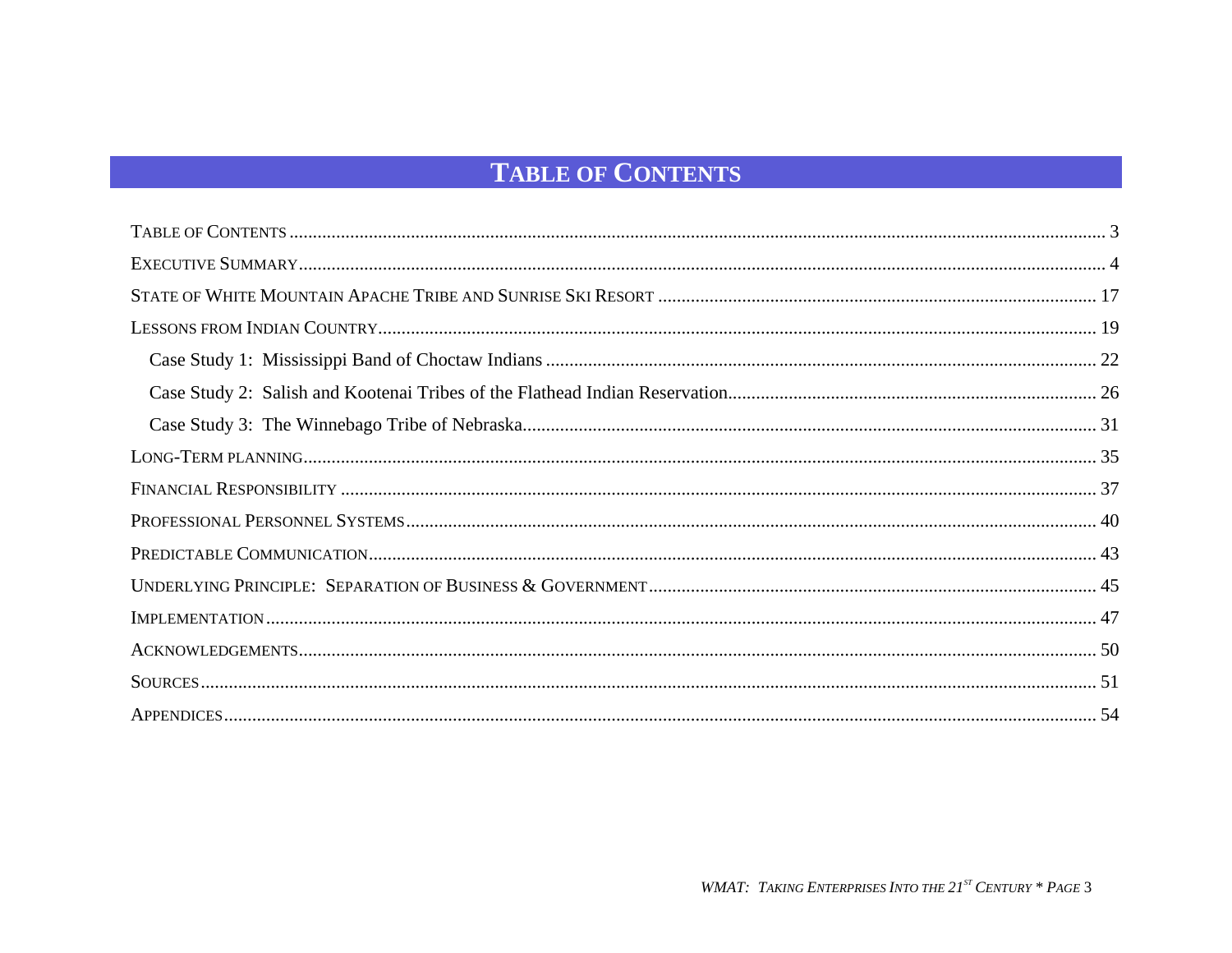# TABLE OF CONTENTS

TABLE OF CONTENTS ........................................................................ 3
EXECUTIVE SUMMARY ........................................................................ 4
STATE OF WHITE MOUNTAIN APACHE TRIBE AND SUNRISE SKI RESORT .............................. 17
LESSONS FROM INDIAN COUNTRY .............................................................. 19
- Case Study 1: Mississippi Band of Choctaw Indians ...................................... 22
- Case Study 2: Salish and Kootenai Tribes of the Flathead Indian Reservation ............. 26
- Case Study 3: The Winnebago Tribe of Nebraska .......................................... 31

LONG-TERM PLANNING ...................................................................... 35
FINANCIAL RESPONSIBILITY ................................................................ 37
PROFESSIONAL PERSONNEL SYSTEMS ........................................................... 40
PREDICTABLE COMMUNICATION ............................................................... 43
UNDERLYING PRINCIPLE: SEPARATION OF BUSINESS & GOVERNMENT ................................ 45
IMPLEMENTATION .......................................................................... 47
ACKNOWLEDGEMENTS ........................................................................ 50
SOURCES ................................................................................. 51
APPENDICES .............................................................................. 54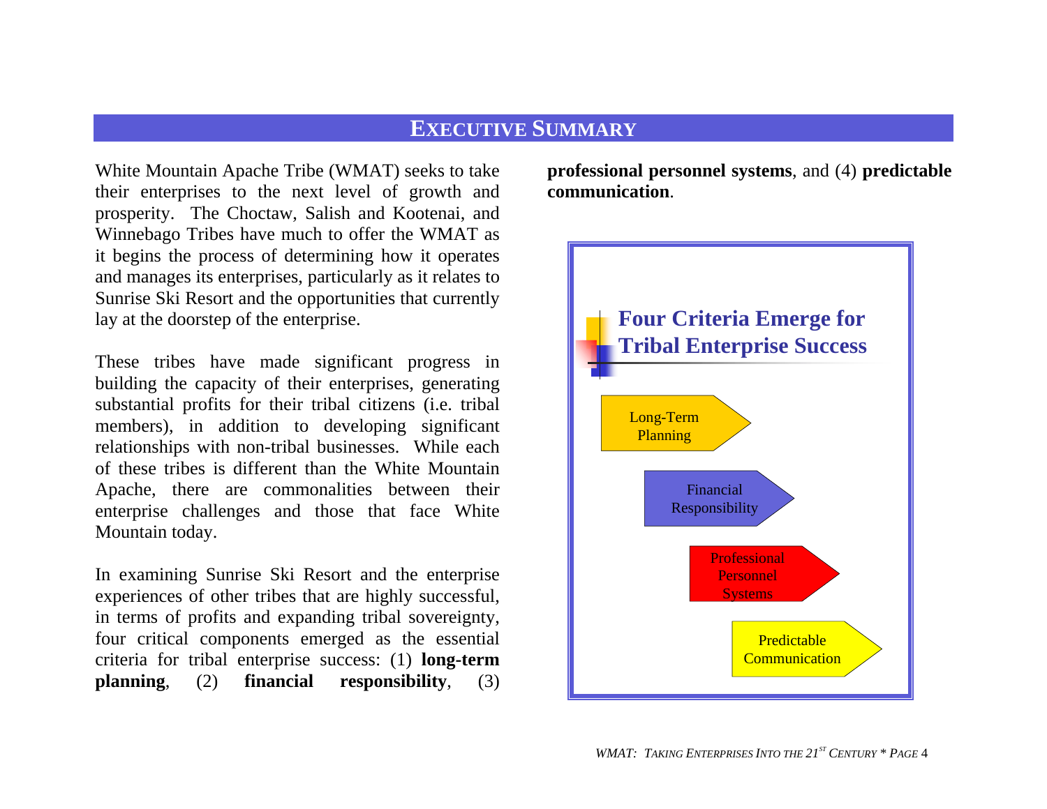## EXECUTIVE SUMMARY

White Mountain Apache Tribe (WMAT) seeks to take their enterprises to the next level of growth and prosperity. The Choctaw, Salish and Kootenai, and Winnebago Tribes have much to offer the WMAT as it begins the process of determining how it operates and manages its enterprises, particularly as it relates to Sunrise Ski Resort and the opportunities that currently lay at the doorstep of the enterprise.

These tribes have made significant progress in building the capacity of their enterprises, generating substantial profits for their tribal citizens (i.e. tribal members), in addition to developing significant relationships with non-tribal businesses. While each of these tribes is different than the White Mountain Apache, there are commonalities between their enterprise challenges and those that face White Mountain today.

In examining Sunrise Ski Resort and the enterprise experiences of other tribes that are highly successful, in terms of profits and expanding tribal sovereignty, four critical components emerged as the essential criteria for tribal enterprise success: (1) **long-term planning**, (2) **financial responsibility**, (3) **professional personnel systems**, and (4) **predictable communication**.

**Four Criteria Emerge for Tribal Enterprise Success**

Long-Term Planning

Financial Responsibility

Professional Personnel Systems

Predictable Communication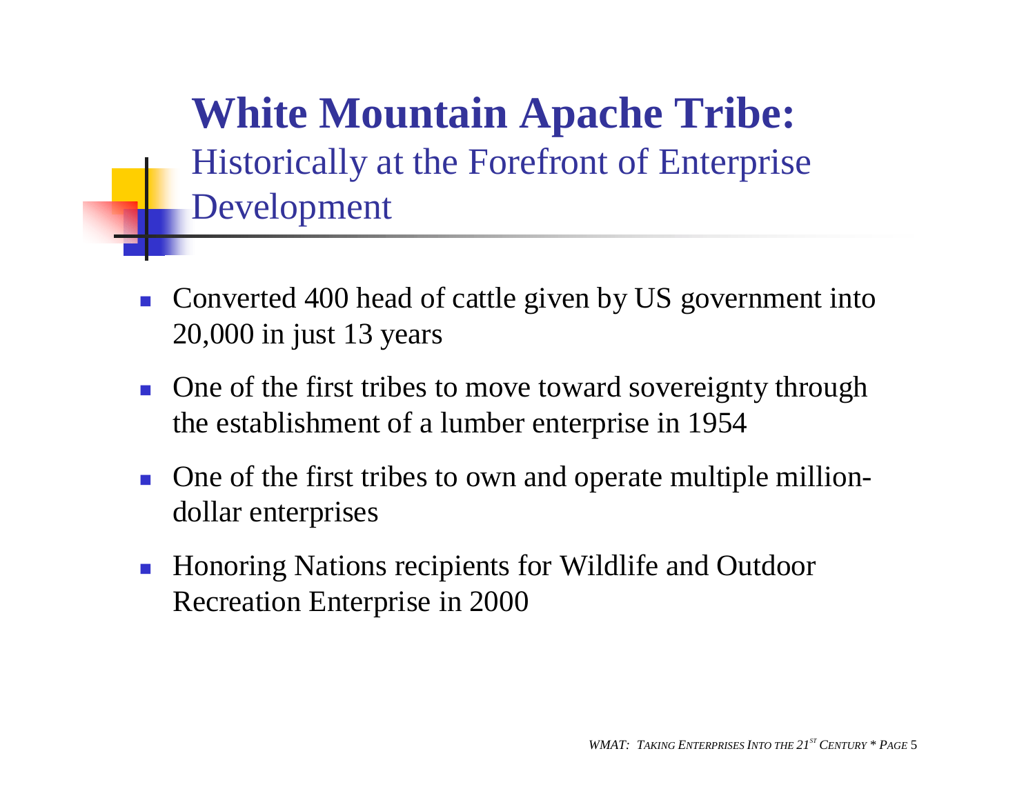# White Mountain Apache Tribe:

## Historically at the Forefront of Enterprise Development

- Converted 400 head of cattle given by US government into 20,000 in just 13 years
- One of the first tribes to move toward sovereignty through the establishment of a lumber enterprise in 1954
- One of the first tribes to own and operate multiple million-dollar enterprises
- Honoring Nations recipients for Wildlife and Outdoor Recreation Enterprise in 2000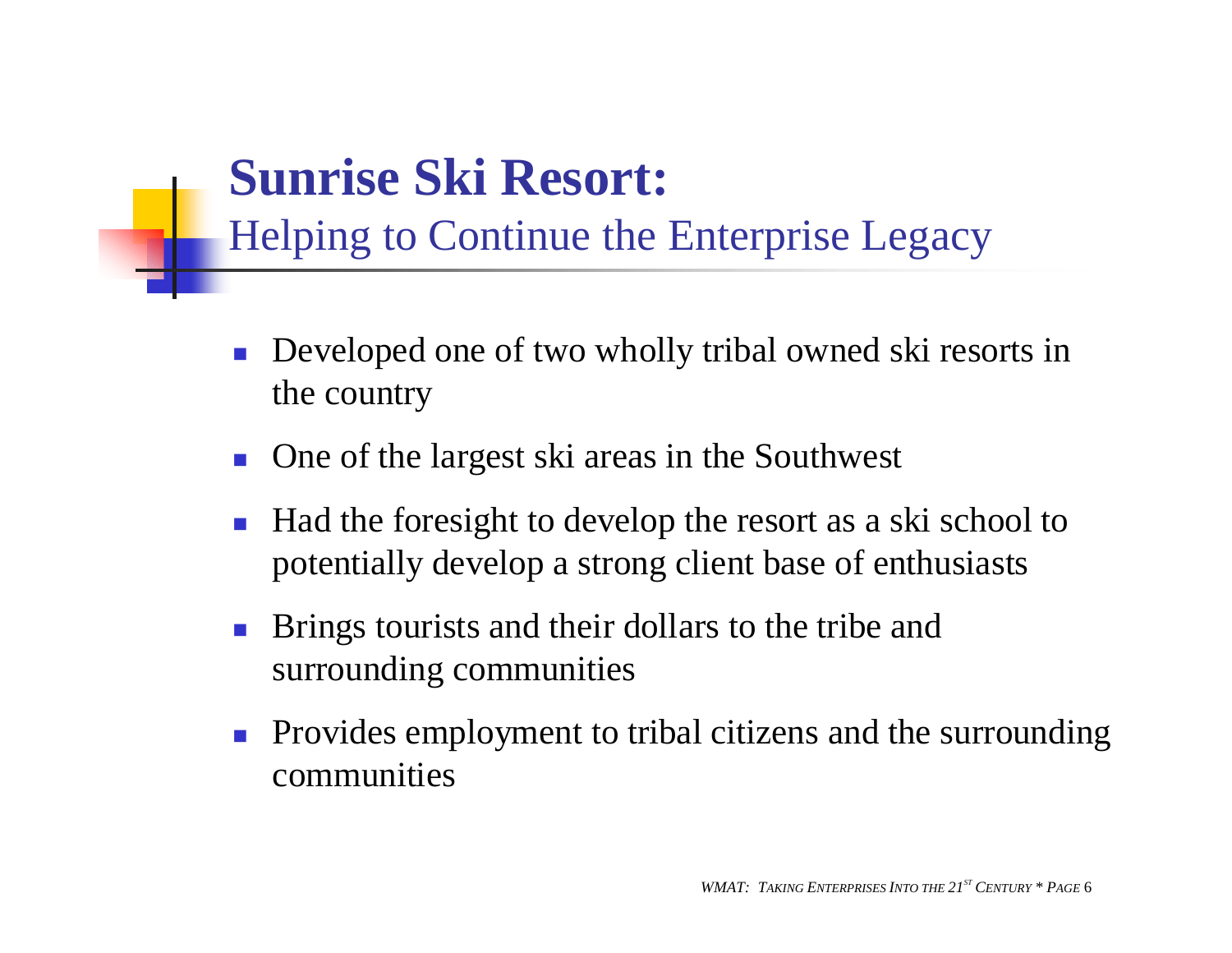# Sunrise Ski Resort:

## Helping to Continue the Enterprise Legacy

- Developed one of two wholly tribal owned ski resorts in the country
- One of the largest ski areas in the Southwest
- Had the foresight to develop the resort as a ski school to potentially develop a strong client base of enthusiasts
- Brings tourists and their dollars to the tribe and surrounding communities
- Provides employment to tribal citizens and the surrounding communities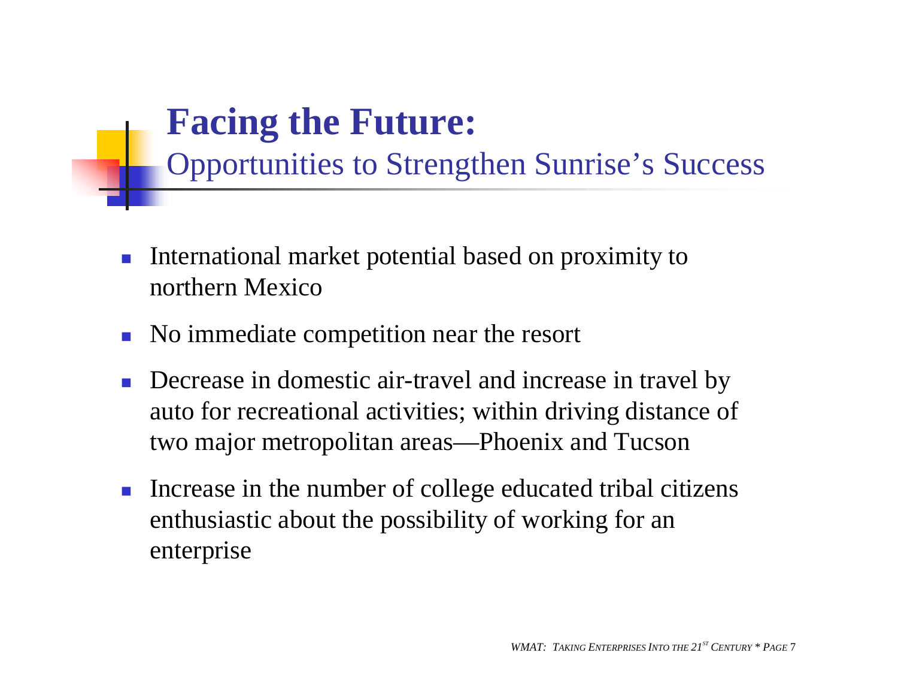# Facing the Future:

## Opportunities to Strengthen Sunrise's Success

- International market potential based on proximity to northern Mexico
- No immediate competition near the resort
- Decrease in domestic air-travel and increase in travel by auto for recreational activities; within driving distance of two major metropolitan areas—Phoenix and Tucson
- Increase in the number of college educated tribal citizens enthusiastic about the possibility of working for an enterprise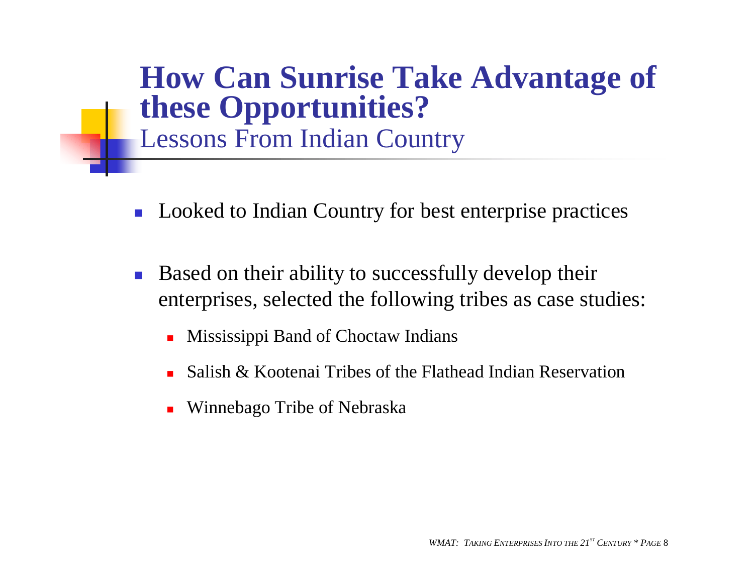# How Can Sunrise Take Advantage of these Opportunities?

## Lessons From Indian Country

- Looked to Indian Country for best enterprise practices
- Based on their ability to successfully develop their enterprises, selected the following tribes as case studies:
  - Mississippi Band of Choctaw Indians
  - Salish & Kootenai Tribes of the Flathead Indian Reservation
  - Winnebago Tribe of Nebraska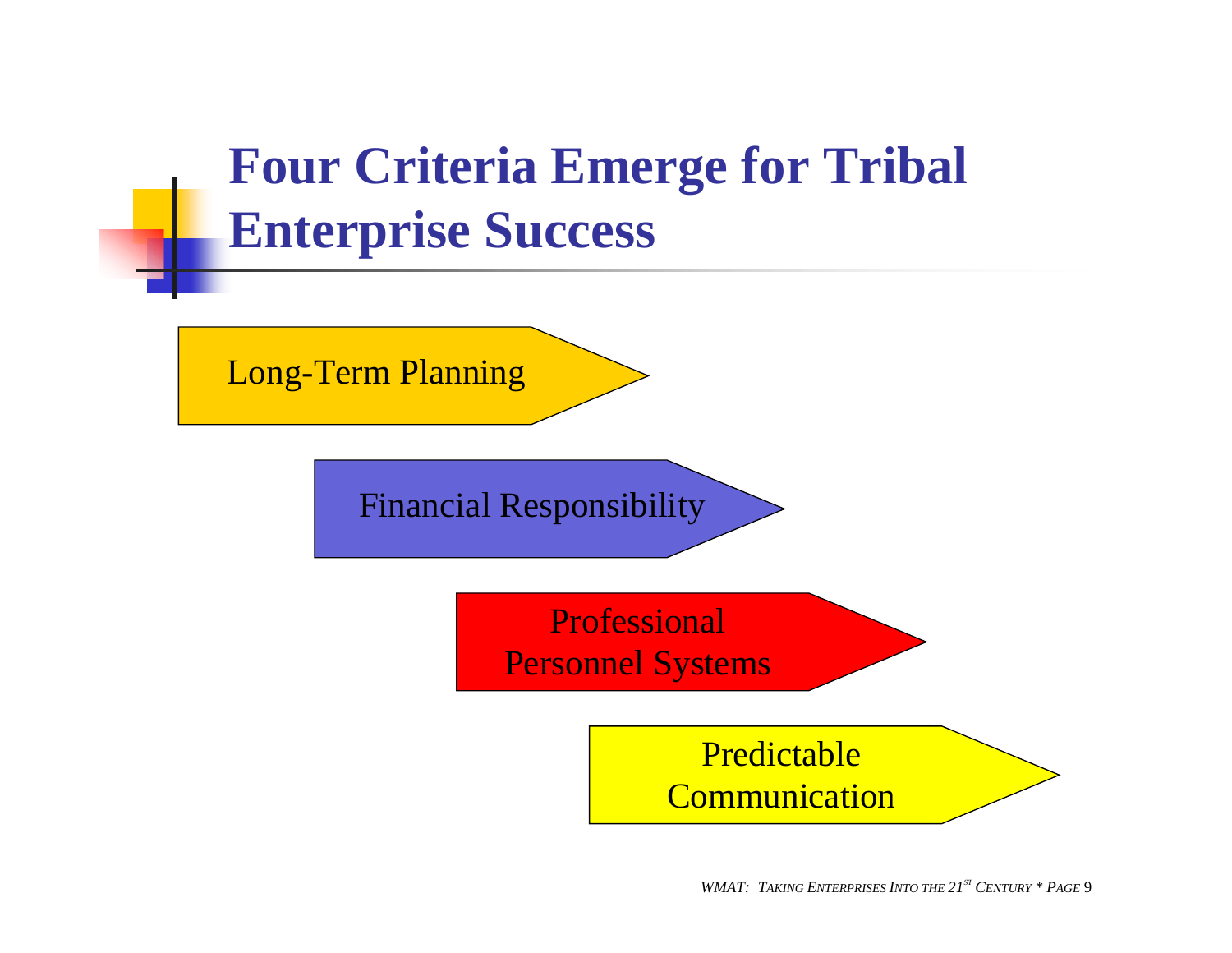# Four Criteria Emerge for Tribal Enterprise Success

Long-Term Planning

Financial Responsibility

Professional Personnel Systems

Predictable Communication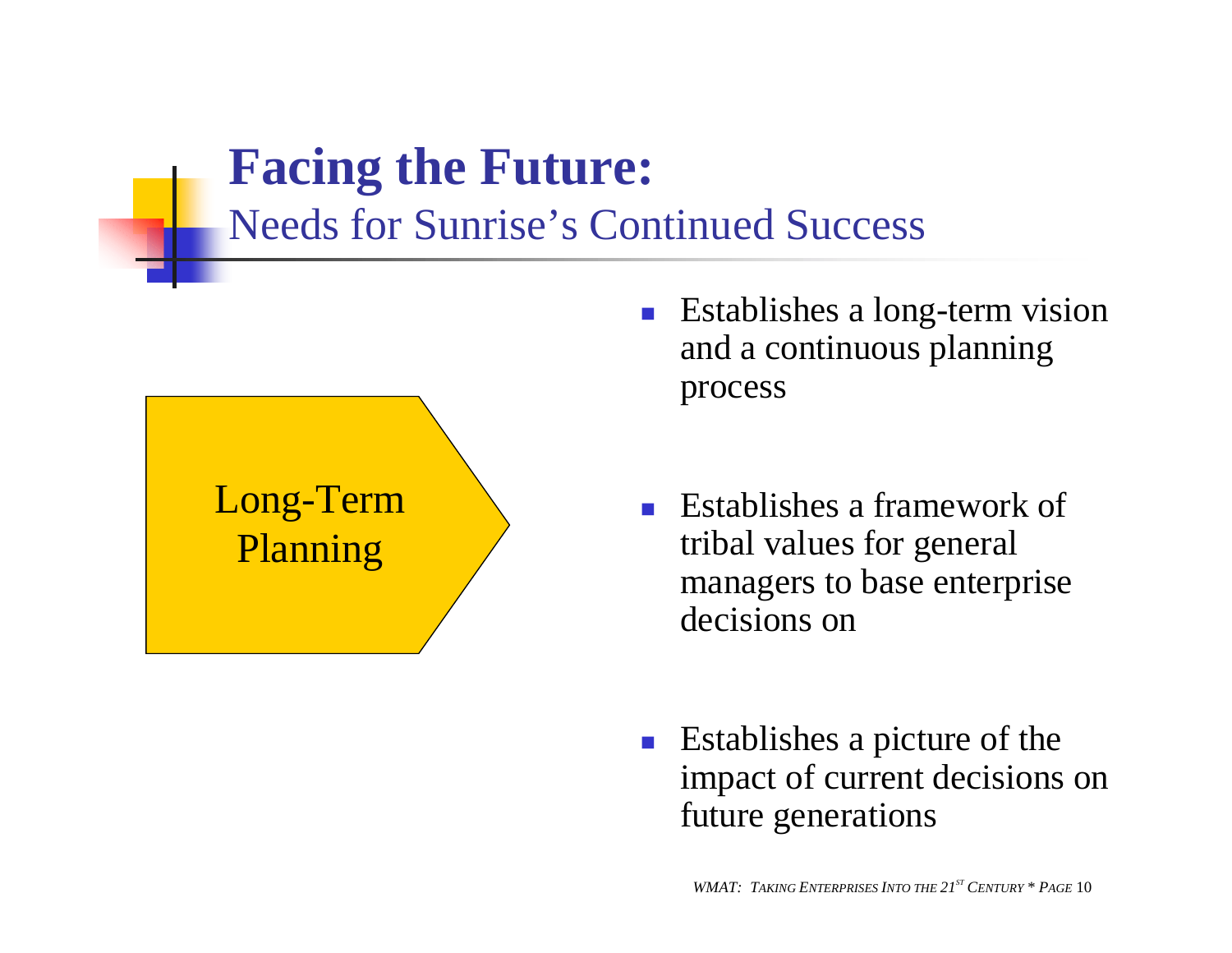# Facing the Future:

## Needs for Sunrise's Continued Success

Long-Term Planning

- Establishes a long-term vision and a continuous planning process
- Establishes a framework of tribal values for general managers to base enterprise decisions on
- Establishes a picture of the impact of current decisions on future generations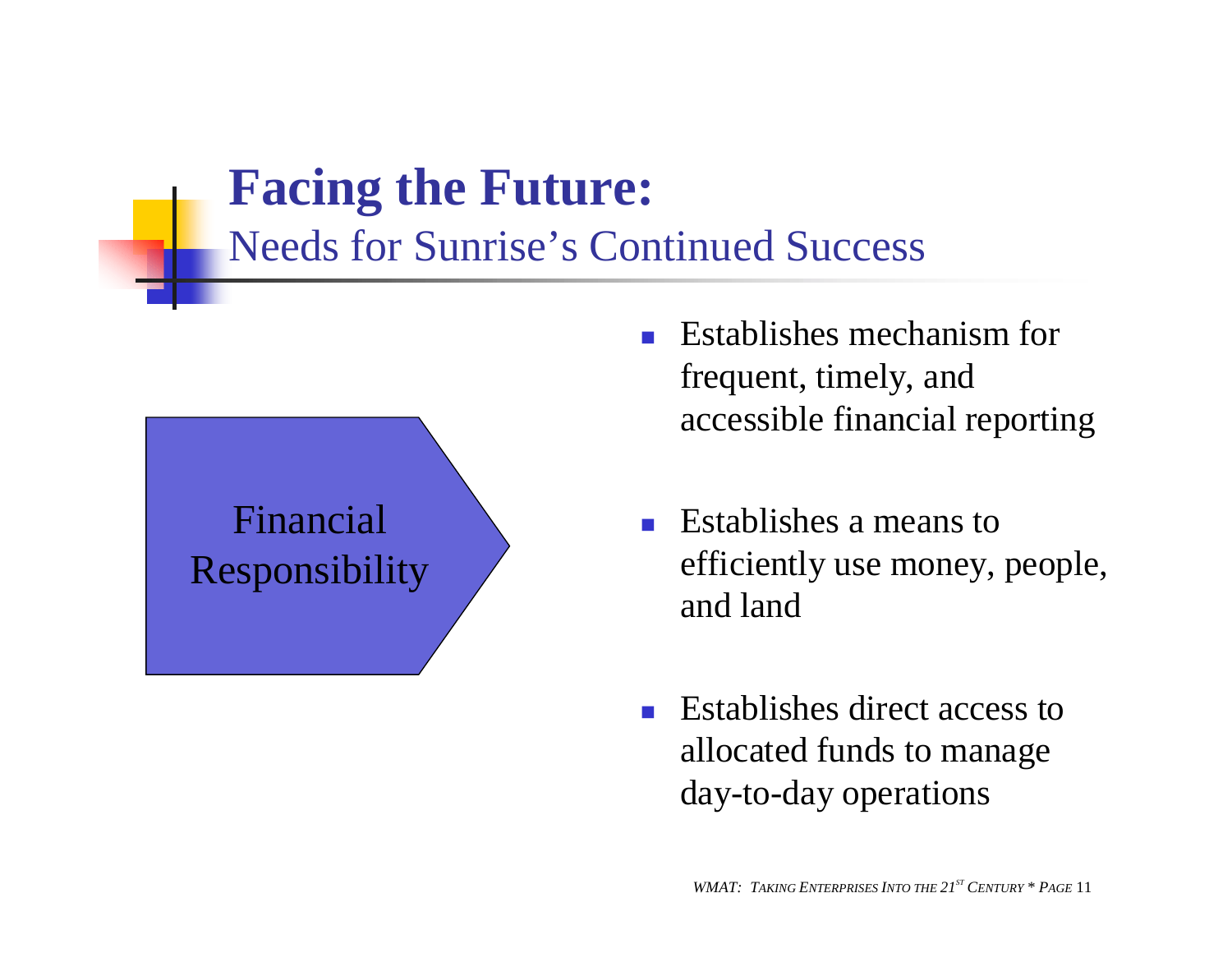# Facing the Future:

## Needs for Sunrise's Continued Success

**Financial Responsibility**

- Establishes mechanism for frequent, timely, and accessible financial reporting
- Establishes a means to efficiently use money, people, and land
- Establishes direct access to allocated funds to manage day-to-day operations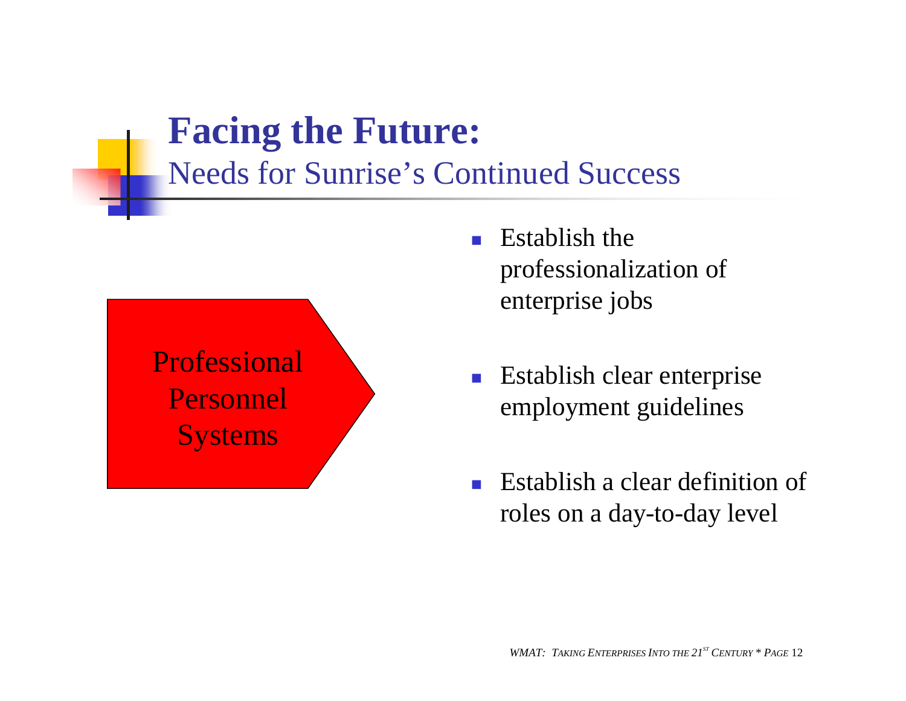# Facing the Future:

## Needs for Sunrise's Continued Success

Professional Personnel Systems

- Establish the professionalization of enterprise jobs
- Establish clear enterprise employment guidelines
- Establish a clear definition of roles on a day-to-day level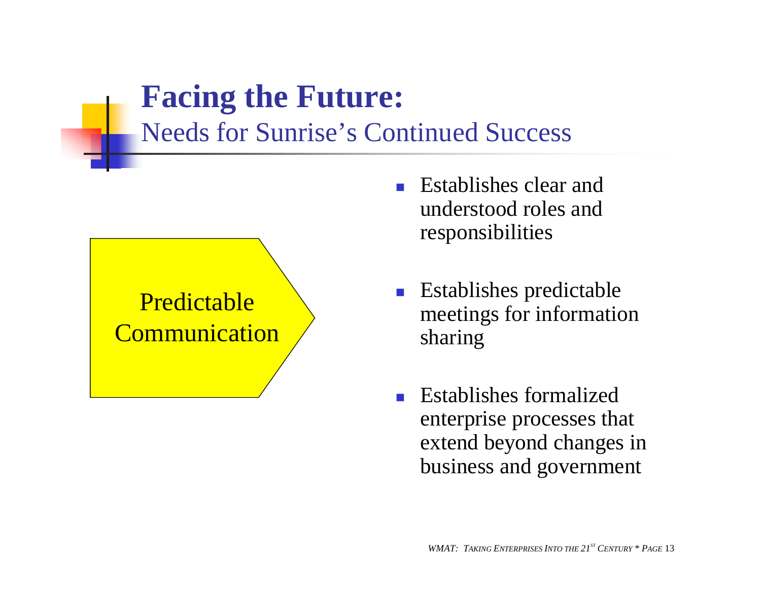# Facing the Future:

## Needs for Sunrise's Continued Success

Predictable Communication

- Establishes clear and understood roles and responsibilities
- Establishes predictable meetings for information sharing
- Establishes formalized enterprise processes that extend beyond changes in business and government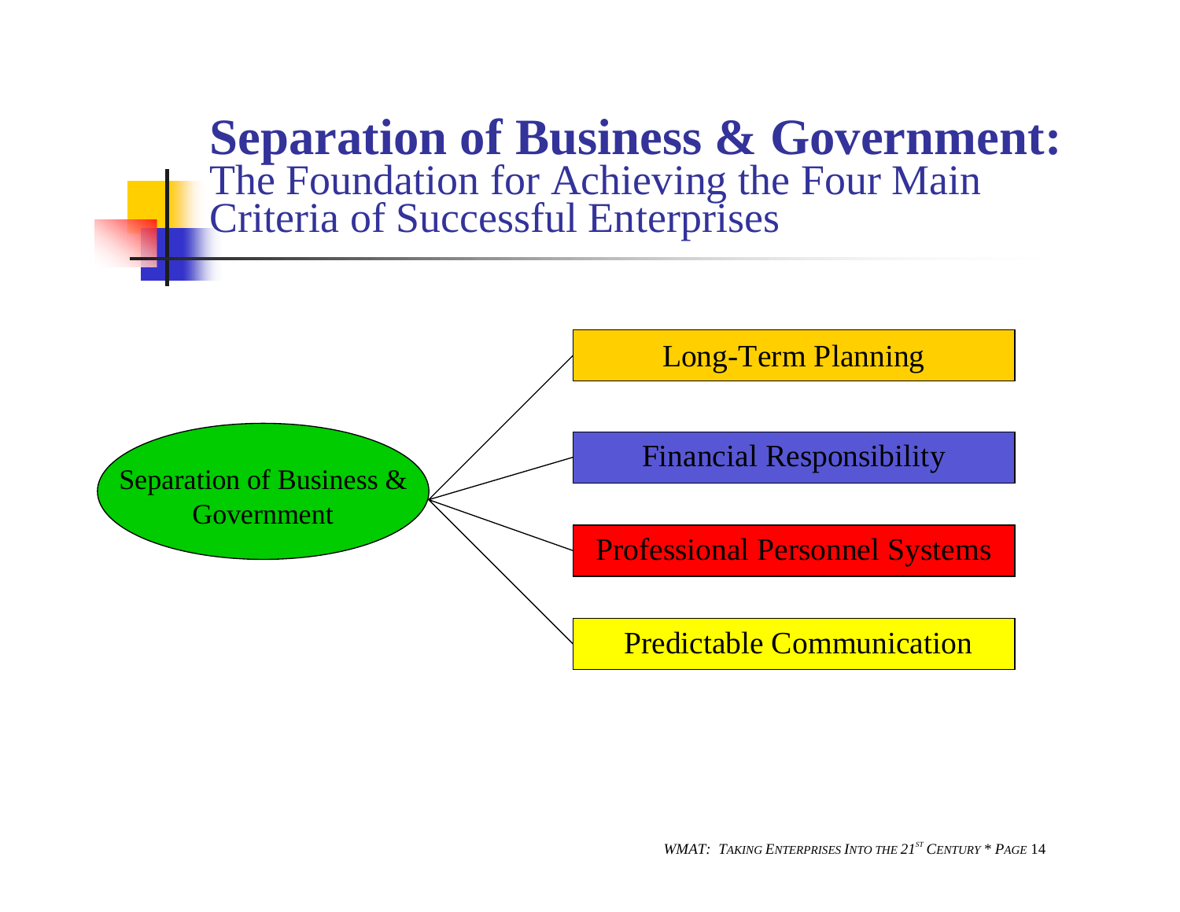# Separation of Business & Government:

## The Foundation for Achieving the Four Main Criteria of Successful Enterprises

Separation of Business & Government

- Long-Term Planning
- Financial Responsibility
- Professional Personnel Systems
- Predictable Communication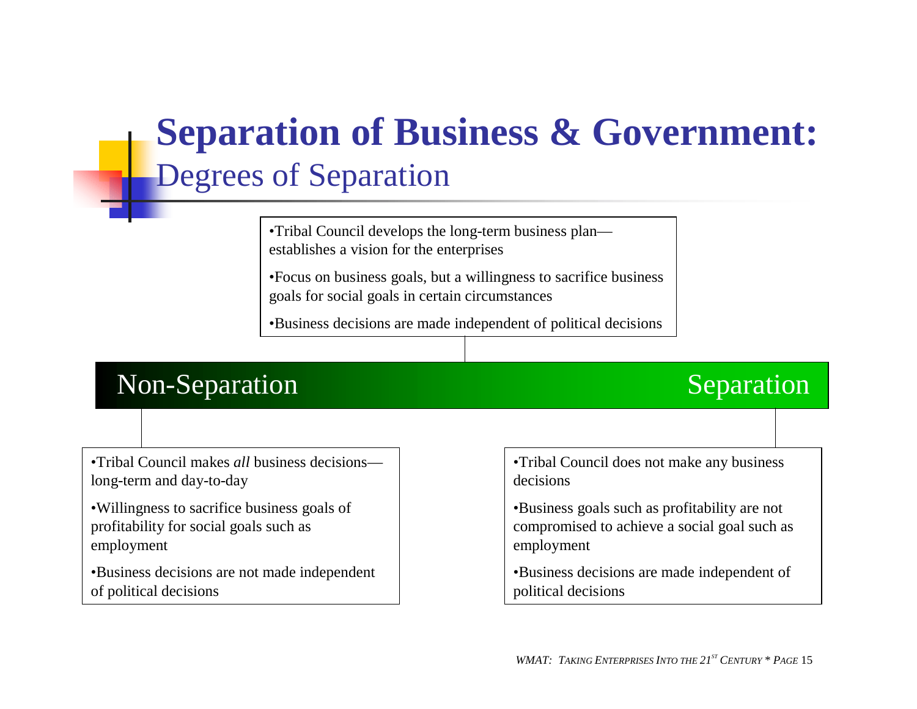# Separation of Business & Government:
## Degrees of Separation

- Tribal Council develops the long-term business plan—establishes a vision for the enterprises
- Focus on business goals, but a willingness to sacrifice business goals for social goals in certain circumstances
- Business decisions are made independent of political decisions

Non-Separation

Separation

**Non-Separation:**

- Tribal Council makes *all* business decisions—long-term and day-to-day
- Willingness to sacrifice business goals of profitability for social goals such as employment
- Business decisions are not made independent of political decisions

**Separation:**

- Tribal Council does not make any business decisions
- Business goals such as profitability are not compromised to achieve a social goal such as employment
- Business decisions are made independent of political decisions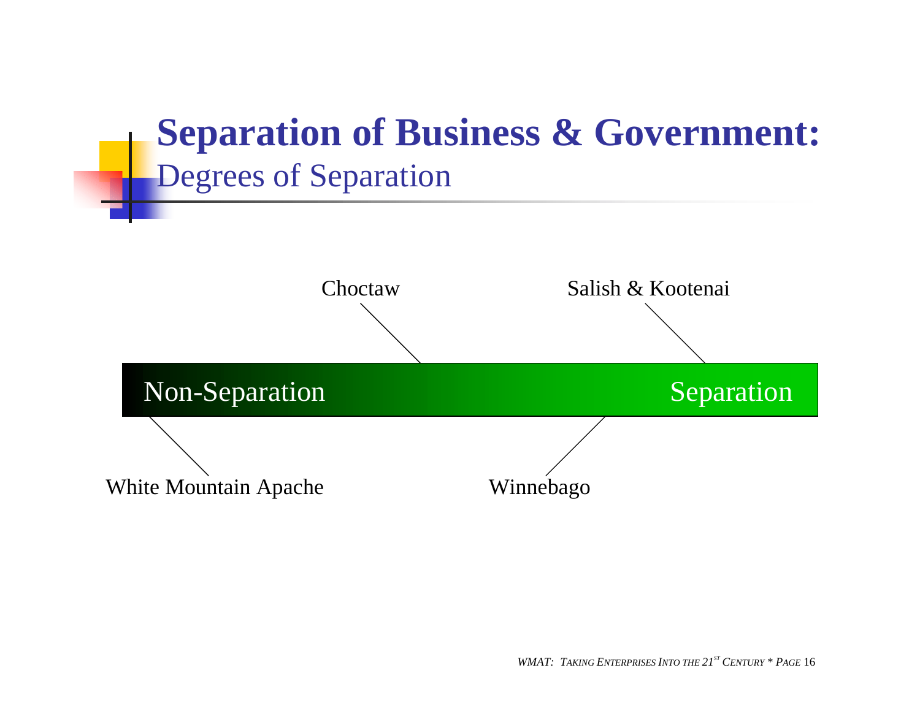# Separation of Business & Government:

## Degrees of Separation

Choctaw

Salish & Kootenai

Non-Separation

Separation

White Mountain Apache

Winnebago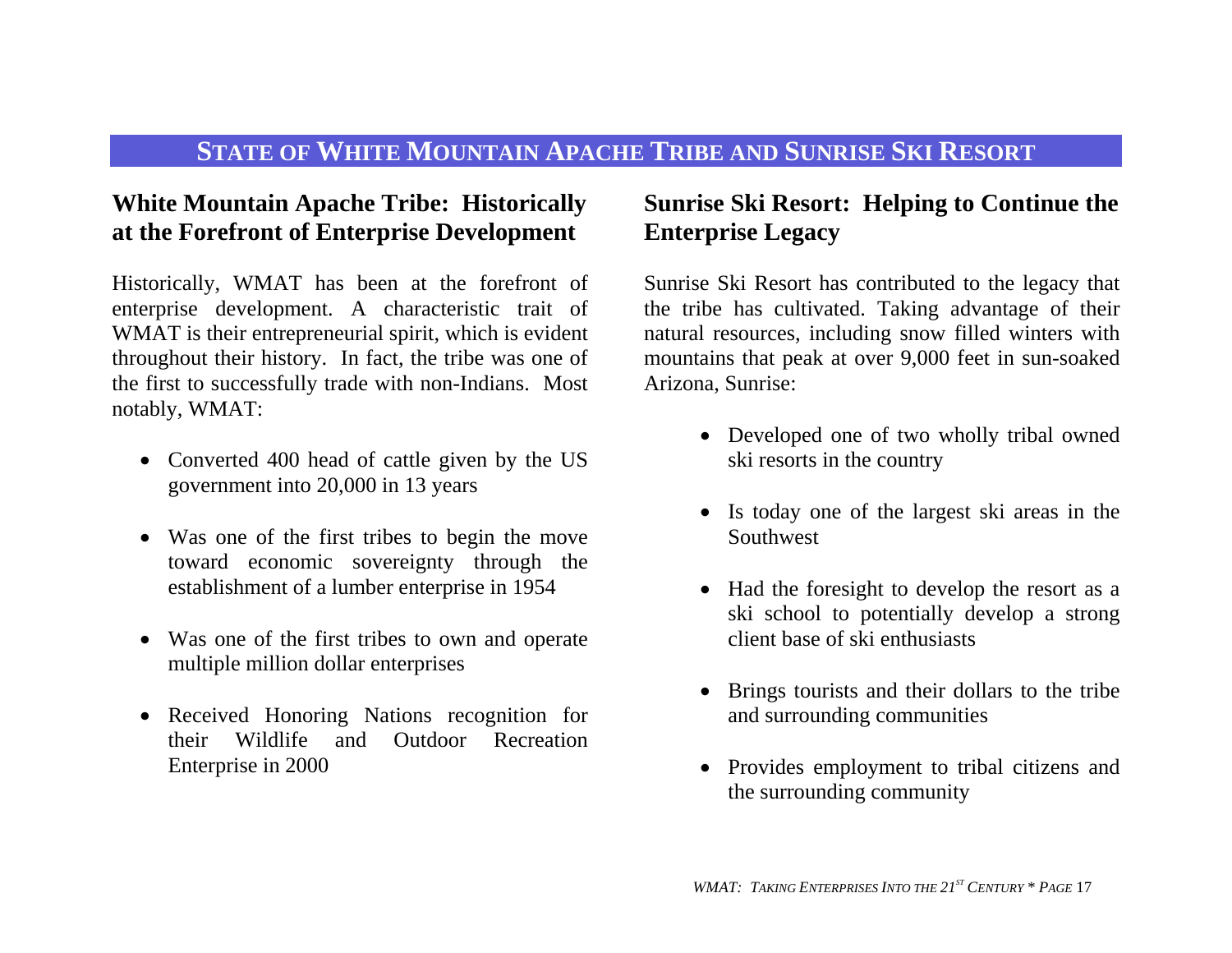# STATE OF WHITE MOUNTAIN APACHE TRIBE AND SUNRISE SKI RESORT

## White Mountain Apache Tribe: Historically at the Forefront of Enterprise Development

Historically, WMAT has been at the forefront of enterprise development. A characteristic trait of WMAT is their entrepreneurial spirit, which is evident throughout their history. In fact, the tribe was one of the first to successfully trade with non-Indians. Most notably, WMAT:

- Converted 400 head of cattle given by the US government into 20,000 in 13 years
- Was one of the first tribes to begin the move toward economic sovereignty through the establishment of a lumber enterprise in 1954
- Was one of the first tribes to own and operate multiple million dollar enterprises
- Received Honoring Nations recognition for their Wildlife and Outdoor Recreation Enterprise in 2000

## Sunrise Ski Resort: Helping to Continue the Enterprise Legacy

Sunrise Ski Resort has contributed to the legacy that the tribe has cultivated. Taking advantage of their natural resources, including snow filled winters with mountains that peak at over 9,000 feet in sun-soaked Arizona, Sunrise:

- Developed one of two wholly tribal owned ski resorts in the country
- Is today one of the largest ski areas in the Southwest
- Had the foresight to develop the resort as a ski school to potentially develop a strong client base of ski enthusiasts
- Brings tourists and their dollars to the tribe and surrounding communities
- Provides employment to tribal citizens and the surrounding community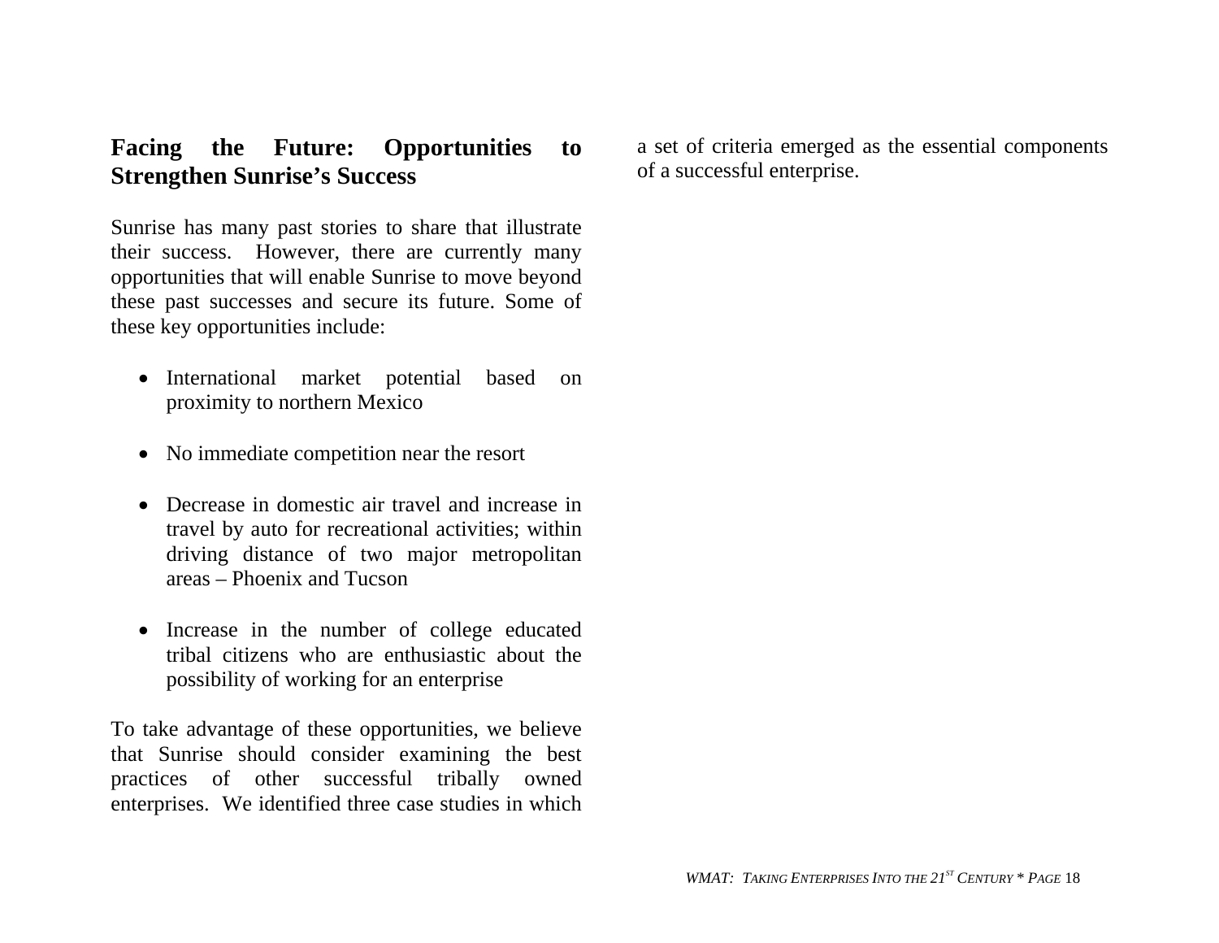## Facing the Future: Opportunities to Strengthen Sunrise's Success

Sunrise has many past stories to share that illustrate their success. However, there are currently many opportunities that will enable Sunrise to move beyond these past successes and secure its future. Some of these key opportunities include:

- International market potential based on proximity to northern Mexico
- No immediate competition near the resort
- Decrease in domestic air travel and increase in travel by auto for recreational activities; within driving distance of two major metropolitan areas – Phoenix and Tucson
- Increase in the number of college educated tribal citizens who are enthusiastic about the possibility of working for an enterprise

To take advantage of these opportunities, we believe that Sunrise should consider examining the best practices of other successful tribally owned enterprises. We identified three case studies in which a set of criteria emerged as the essential components of a successful enterprise.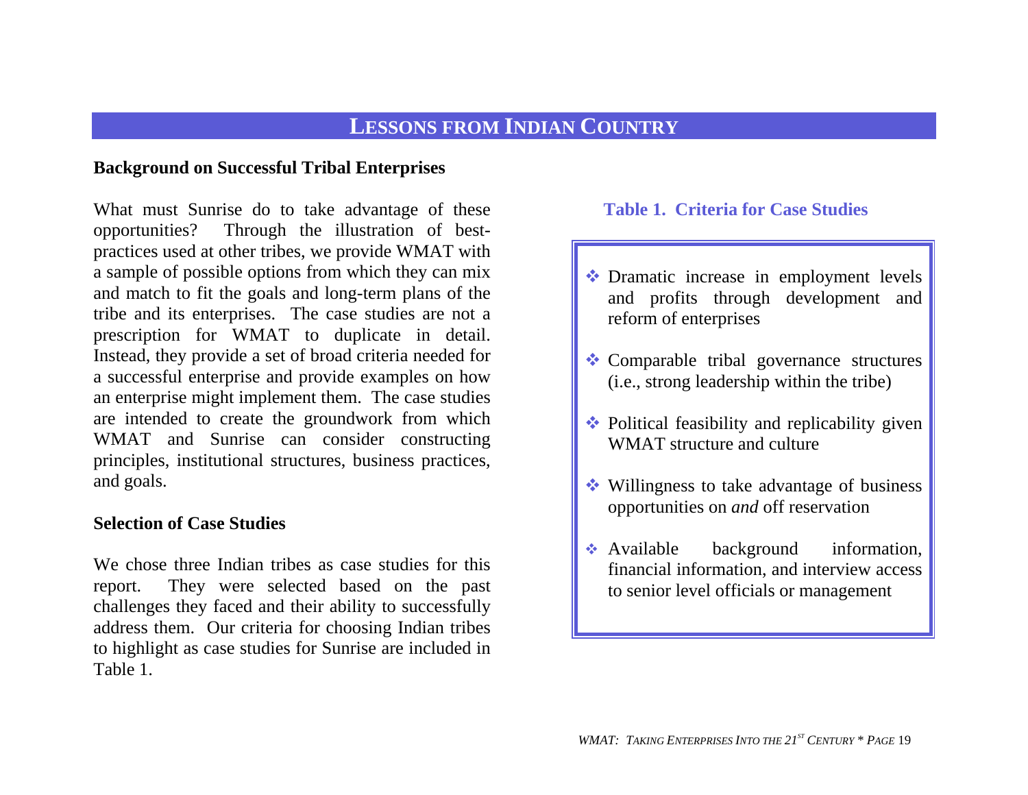# LESSONS FROM INDIAN COUNTRY

## Background on Successful Tribal Enterprises

What must Sunrise do to take advantage of these opportunities? Through the illustration of best-practices used at other tribes, we provide WMAT with a sample of possible options from which they can mix and match to fit the goals and long-term plans of the tribe and its enterprises. The case studies are not a prescription for WMAT to duplicate in detail. Instead, they provide a set of broad criteria needed for a successful enterprise and provide examples on how an enterprise might implement them. The case studies are intended to create the groundwork from which WMAT and Sunrise can consider constructing principles, institutional structures, business practices, and goals.

## Selection of Case Studies

We chose three Indian tribes as case studies for this report. They were selected based on the past challenges they faced and their ability to successfully address them. Our criteria for choosing Indian tribes to highlight as case studies for Sunrise are included in Table 1.

**Table 1. Criteria for Case Studies**

- Dramatic increase in employment levels and profits through development and reform of enterprises
- Comparable tribal governance structures (i.e., strong leadership within the tribe)
- Political feasibility and replicability given WMAT structure and culture
- Willingness to take advantage of business opportunities on *and* off reservation
- Available background information, financial information, and interview access to senior level officials or management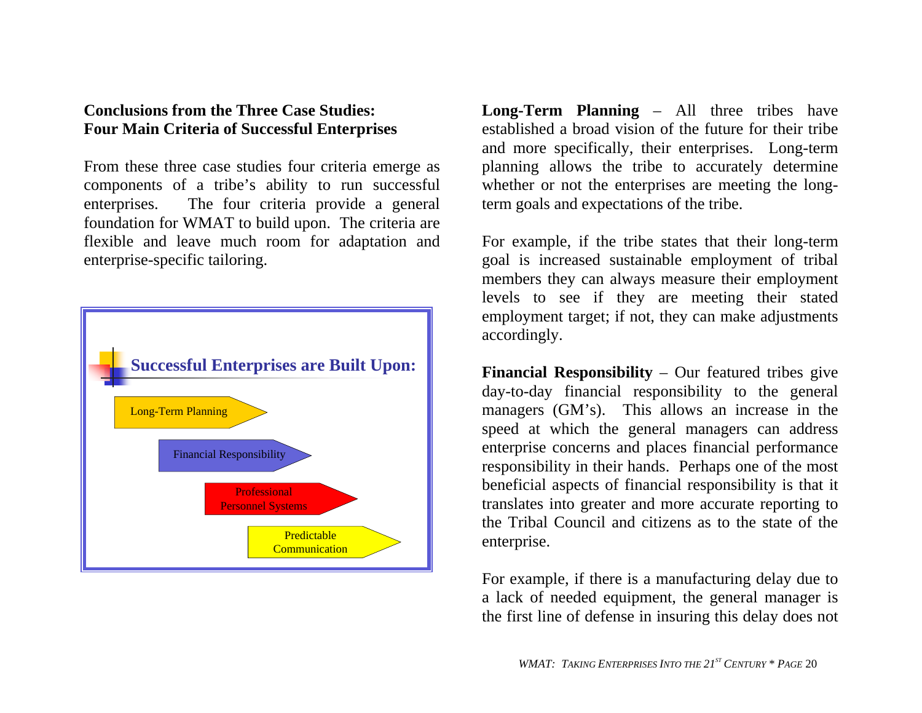**Conclusions from the Three Case Studies:**
**Four Main Criteria of Successful Enterprises**

From these three case studies four criteria emerge as components of a tribe's ability to run successful enterprises. The four criteria provide a general foundation for WMAT to build upon. The criteria are flexible and leave much room for adaptation and enterprise-specific tailoring.

Successful Enterprises are Built Upon:

Long-Term Planning

Financial Responsibility

Professional Personnel Systems

Predictable Communication

**Long-Term Planning** – All three tribes have established a broad vision of the future for their tribe and more specifically, their enterprises. Long-term planning allows the tribe to accurately determine whether or not the enterprises are meeting the long-term goals and expectations of the tribe.

For example, if the tribe states that their long-term goal is increased sustainable employment of tribal members they can always measure their employment levels to see if they are meeting their stated employment target; if not, they can make adjustments accordingly.

**Financial Responsibility** – Our featured tribes give day-to-day financial responsibility to the general managers (GM's). This allows an increase in the speed at which the general managers can address enterprise concerns and places financial performance responsibility in their hands. Perhaps one of the most beneficial aspects of financial responsibility is that it translates into greater and more accurate reporting to the Tribal Council and citizens as to the state of the enterprise.

For example, if there is a manufacturing delay due to a lack of needed equipment, the general manager is the first line of defense in insuring this delay does not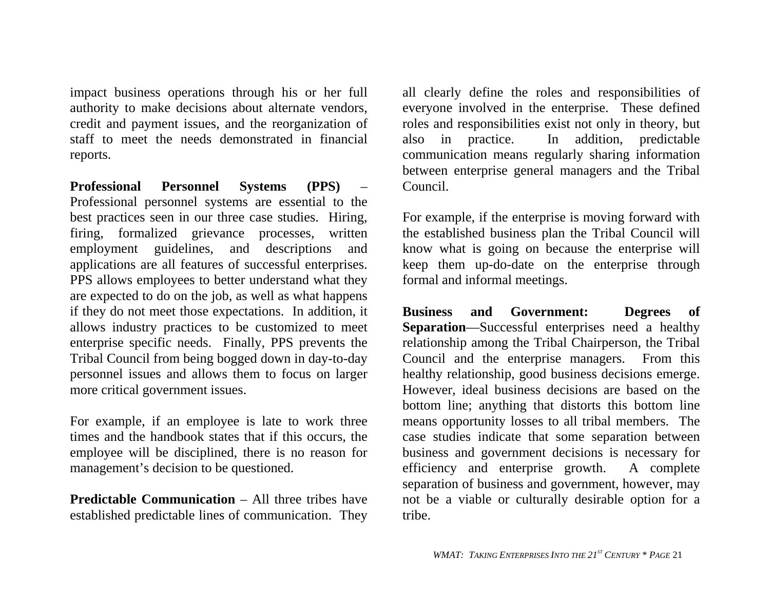impact business operations through his or her full authority to make decisions about alternate vendors, credit and payment issues, and the reorganization of staff to meet the needs demonstrated in financial reports.

**Professional Personnel Systems (PPS)** – Professional personnel systems are essential to the best practices seen in our three case studies. Hiring, firing, formalized grievance processes, written employment guidelines, and descriptions and applications are all features of successful enterprises. PPS allows employees to better understand what they are expected to do on the job, as well as what happens if they do not meet those expectations. In addition, it allows industry practices to be customized to meet enterprise specific needs. Finally, PPS prevents the Tribal Council from being bogged down in day-to-day personnel issues and allows them to focus on larger more critical government issues.

For example, if an employee is late to work three times and the handbook states that if this occurs, the employee will be disciplined, there is no reason for management's decision to be questioned.

**Predictable Communication** – All three tribes have established predictable lines of communication. They all clearly define the roles and responsibilities of everyone involved in the enterprise. These defined roles and responsibilities exist not only in theory, but also in practice. In addition, predictable communication means regularly sharing information between enterprise general managers and the Tribal Council.

For example, if the enterprise is moving forward with the established business plan the Tribal Council will know what is going on because the enterprise will keep them up-do-date on the enterprise through formal and informal meetings.

**Business and Government: Degrees of Separation**—Successful enterprises need a healthy relationship among the Tribal Chairperson, the Tribal Council and the enterprise managers. From this healthy relationship, good business decisions emerge. However, ideal business decisions are based on the bottom line; anything that distorts this bottom line means opportunity losses to all tribal members. The case studies indicate that some separation between business and government decisions is necessary for efficiency and enterprise growth. A complete separation of business and government, however, may not be a viable or culturally desirable option for a tribe.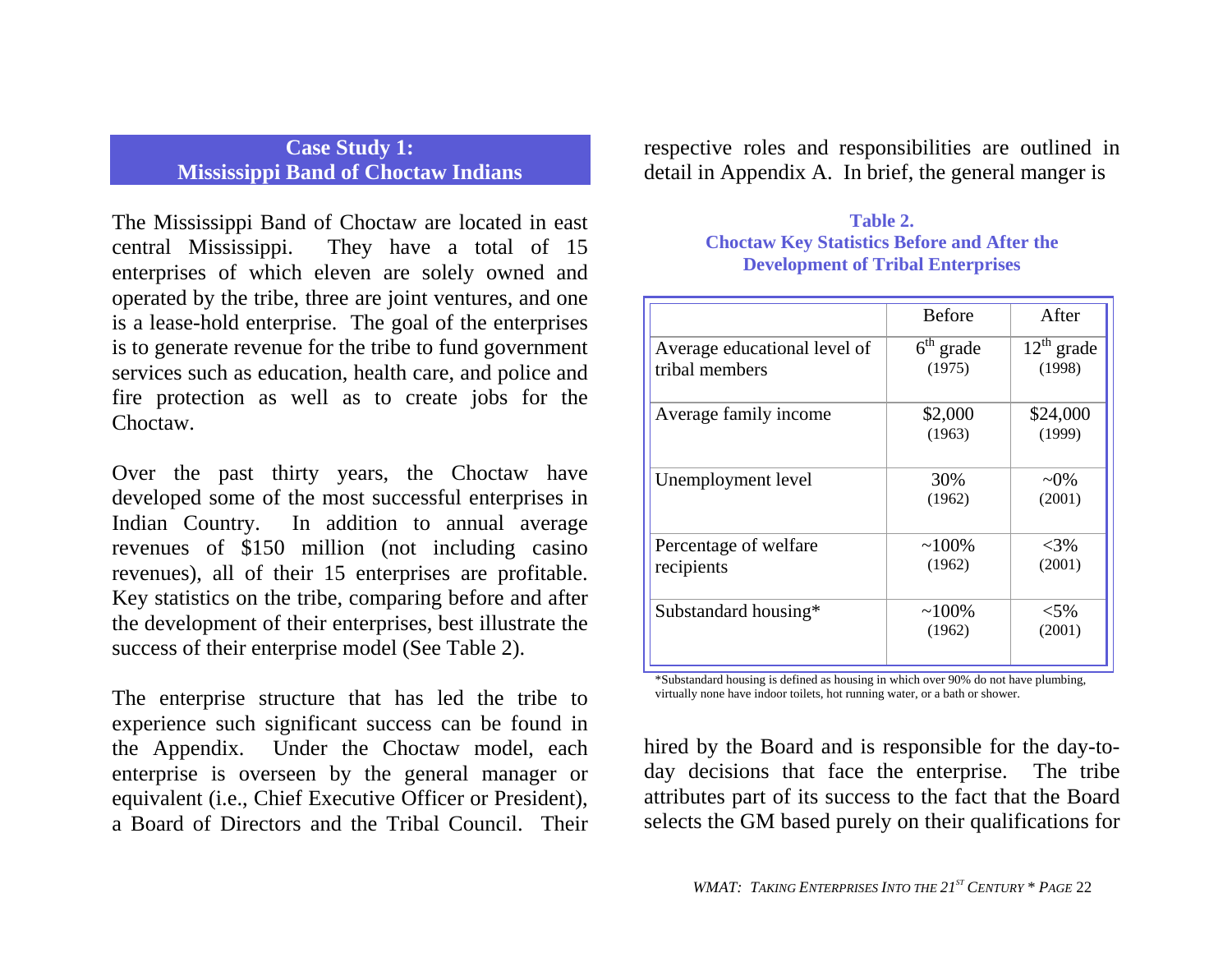## Case Study 1: Mississippi Band of Choctaw Indians

The Mississippi Band of Choctaw are located in east central Mississippi. They have a total of 15 enterprises of which eleven are solely owned and operated by the tribe, three are joint ventures, and one is a lease-hold enterprise. The goal of the enterprises is to generate revenue for the tribe to fund government services such as education, health care, and police and fire protection as well as to create jobs for the Choctaw.

Over the past thirty years, the Choctaw have developed some of the most successful enterprises in Indian Country. In addition to annual average revenues of $150 million (not including casino revenues), all of their 15 enterprises are profitable. Key statistics on the tribe, comparing before and after the development of their enterprises, best illustrate the success of their enterprise model (See Table 2).

The enterprise structure that has led the tribe to experience such significant success can be found in the Appendix. Under the Choctaw model, each enterprise is overseen by the general manager or equivalent (i.e., Chief Executive Officer or President), a Board of Directors and the Tribal Council. Their respective roles and responsibilities are outlined in detail in Appendix A. In brief, the general manger is hired by the Board and is responsible for the day-to-day decisions that face the enterprise. The tribe attributes part of its success to the fact that the Board selects the GM based purely on their qualifications for

**Table 2.
Choctaw Key Statistics Before and After the Development of Tribal Enterprises**

| | Before | After |
|---|---|---|
| Average educational level of tribal members | 6th grade (1975) | 12th grade (1998) |
| Average family income | $2,000 (1963) | $24,000 (1999) |
| Unemployment level | 30% (1962) | ~0% (2001) |
| Percentage of welfare recipients | ~100% (1962) | <3% (2001) |
| Substandard housing* | ~100% (1962) | <5% (2001) |

*Substandard housing is defined as housing in which over 90% do not have plumbing, virtually none have indoor toilets, hot running water, or a bath or shower.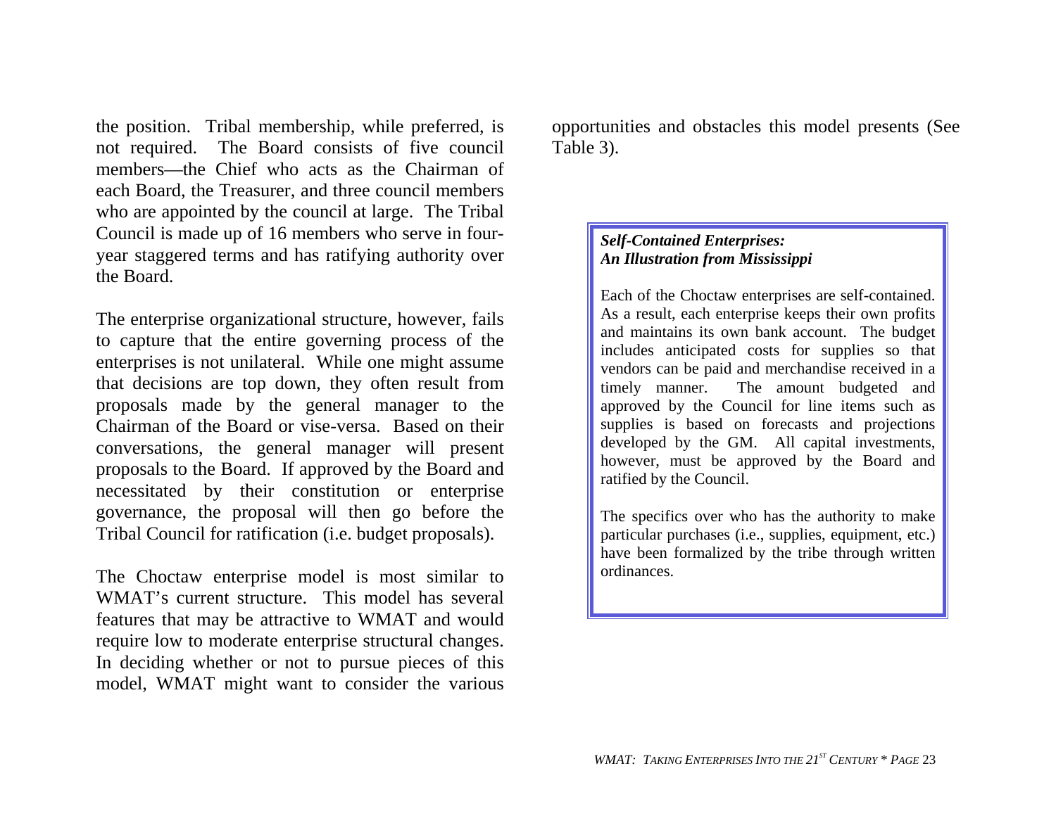the position. Tribal membership, while preferred, is not required. The Board consists of five council members—the Chief who acts as the Chairman of each Board, the Treasurer, and three council members who are appointed by the council at large. The Tribal Council is made up of 16 members who serve in four-year staggered terms and has ratifying authority over the Board.

The enterprise organizational structure, however, fails to capture that the entire governing process of the enterprises is not unilateral. While one might assume that decisions are top down, they often result from proposals made by the general manager to the Chairman of the Board or vise-versa. Based on their conversations, the general manager will present proposals to the Board. If approved by the Board and necessitated by their constitution or enterprise governance, the proposal will then go before the Tribal Council for ratification (i.e. budget proposals).

The Choctaw enterprise model is most similar to WMAT's current structure. This model has several features that may be attractive to WMAT and would require low to moderate enterprise structural changes. In deciding whether or not to pursue pieces of this model, WMAT might want to consider the various opportunities and obstacles this model presents (See Table 3).

***Self-Contained Enterprises:***
***An Illustration from Mississippi***

Each of the Choctaw enterprises are self-contained. As a result, each enterprise keeps their own profits and maintains its own bank account. The budget includes anticipated costs for supplies so that vendors can be paid and merchandise received in a timely manner. The amount budgeted and approved by the Council for line items such as supplies is based on forecasts and projections developed by the GM. All capital investments, however, must be approved by the Board and ratified by the Council.

The specifics over who has the authority to make particular purchases (i.e., supplies, equipment, etc.) have been formalized by the tribe through written ordinances.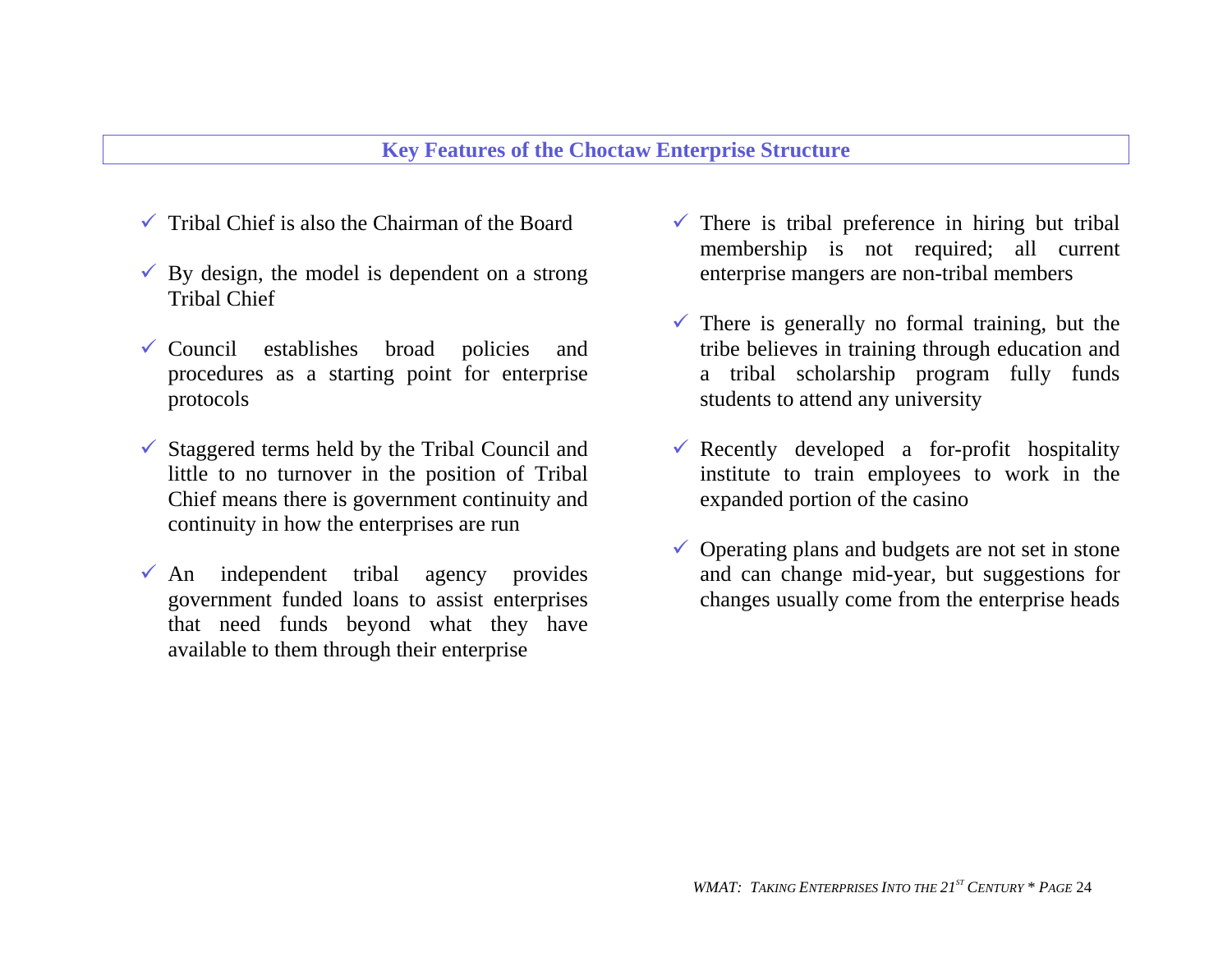## Key Features of the Choctaw Enterprise Structure

- ✓ Tribal Chief is also the Chairman of the Board
- ✓ By design, the model is dependent on a strong Tribal Chief
- ✓ Council establishes broad policies and procedures as a starting point for enterprise protocols
- ✓ Staggered terms held by the Tribal Council and little to no turnover in the position of Tribal Chief means there is government continuity and continuity in how the enterprises are run
- ✓ An independent tribal agency provides government funded loans to assist enterprises that need funds beyond what they have available to them through their enterprise
- ✓ There is tribal preference in hiring but tribal membership is not required; all current enterprise mangers are non-tribal members
- ✓ There is generally no formal training, but the tribe believes in training through education and a tribal scholarship program fully funds students to attend any university
- ✓ Recently developed a for-profit hospitality institute to train employees to work in the expanded portion of the casino
- ✓ Operating plans and budgets are not set in stone and can change mid-year, but suggestions for changes usually come from the enterprise heads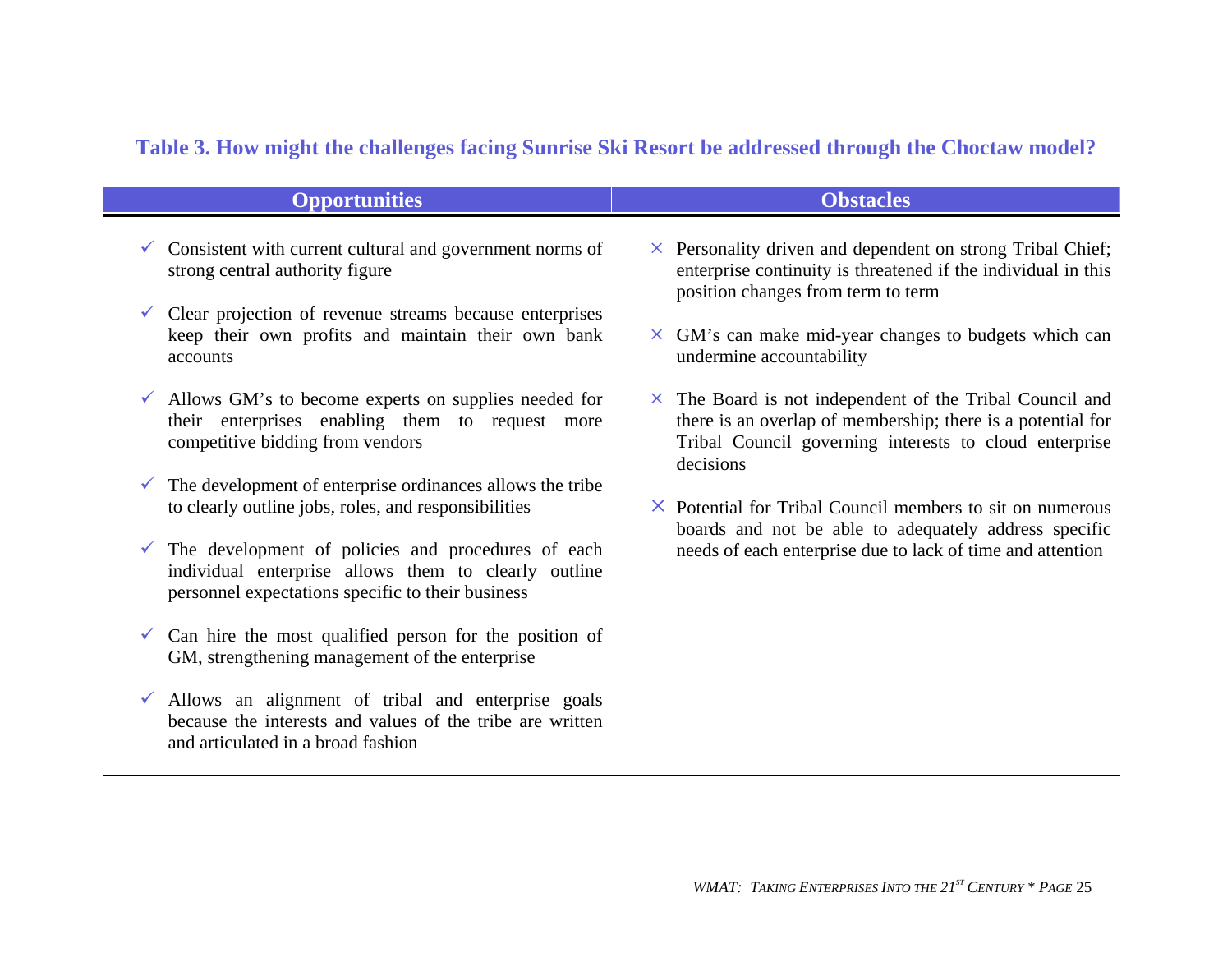**Table 3. How might the challenges facing Sunrise Ski Resort be addressed through the Choctaw model?**

| Opportunities | Obstacles |
| --- | --- |
| ✓ Consistent with current cultural and government norms of strong central authority figure | × Personality driven and dependent on strong Tribal Chief; enterprise continuity is threatened if the individual in this position changes from term to term |
| ✓ Clear projection of revenue streams because enterprises keep their own profits and maintain their own bank accounts | × GM's can make mid-year changes to budgets which can undermine accountability |
| ✓ Allows GM's to become experts on supplies needed for their enterprises enabling them to request more competitive bidding from vendors | × The Board is not independent of the Tribal Council and there is an overlap of membership; there is a potential for Tribal Council governing interests to cloud enterprise decisions |
| ✓ The development of enterprise ordinances allows the tribe to clearly outline jobs, roles, and responsibilities | × Potential for Tribal Council members to sit on numerous boards and not be able to adequately address specific needs of each enterprise due to lack of time and attention |
| ✓ The development of policies and procedures of each individual enterprise allows them to clearly outline personnel expectations specific to their business | |
| ✓ Can hire the most qualified person for the position of GM, strengthening management of the enterprise | |
| ✓ Allows an alignment of tribal and enterprise goals because the interests and values of the tribe are written and articulated in a broad fashion | |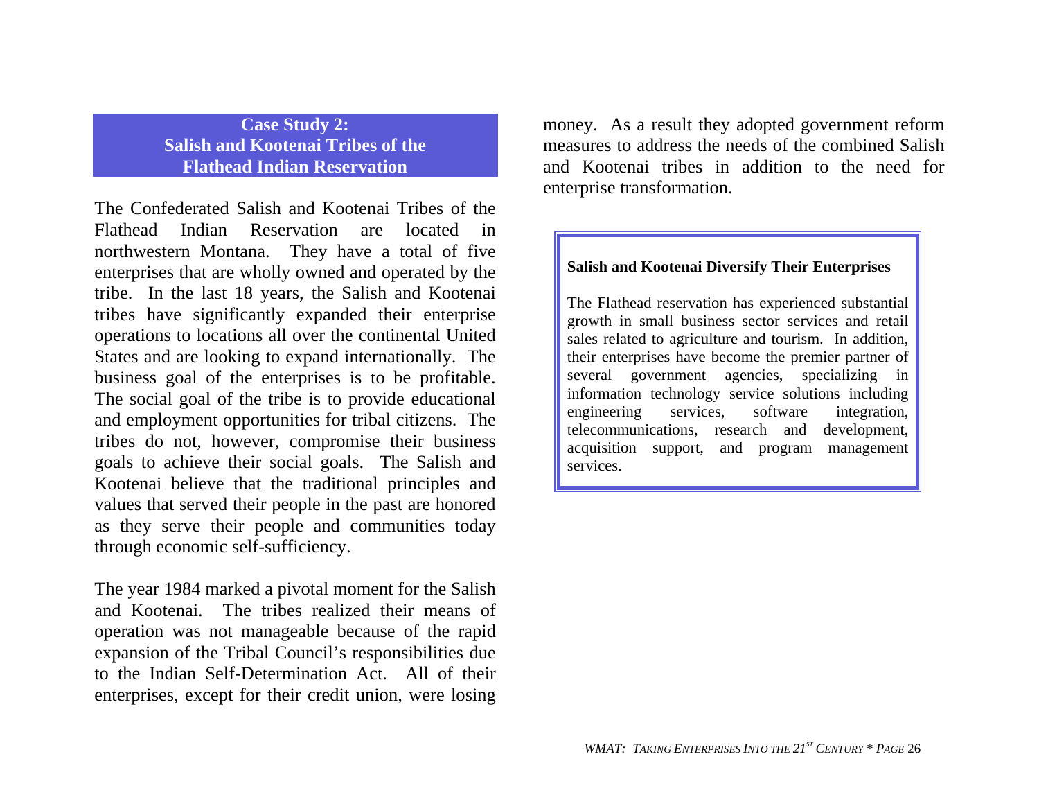## Case Study 2:
## Salish and Kootenai Tribes of the Flathead Indian Reservation

The Confederated Salish and Kootenai Tribes of the Flathead Indian Reservation are located in northwestern Montana. They have a total of five enterprises that are wholly owned and operated by the tribe. In the last 18 years, the Salish and Kootenai tribes have significantly expanded their enterprise operations to locations all over the continental United States and are looking to expand internationally. The business goal of the enterprises is to be profitable. The social goal of the tribe is to provide educational and employment opportunities for tribal citizens. The tribes do not, however, compromise their business goals to achieve their social goals. The Salish and Kootenai believe that the traditional principles and values that served their people in the past are honored as they serve their people and communities today through economic self-sufficiency.

The year 1984 marked a pivotal moment for the Salish and Kootenai. The tribes realized their means of operation was not manageable because of the rapid expansion of the Tribal Council's responsibilities due to the Indian Self-Determination Act. All of their enterprises, except for their credit union, were losing money. As a result they adopted government reform measures to address the needs of the combined Salish and Kootenai tribes in addition to the need for enterprise transformation.

**Salish and Kootenai Diversify Their Enterprises**

The Flathead reservation has experienced substantial growth in small business sector services and retail sales related to agriculture and tourism. In addition, their enterprises have become the premier partner of several government agencies, specializing in information technology service solutions including engineering services, software integration, telecommunications, research and development, acquisition support, and program management services.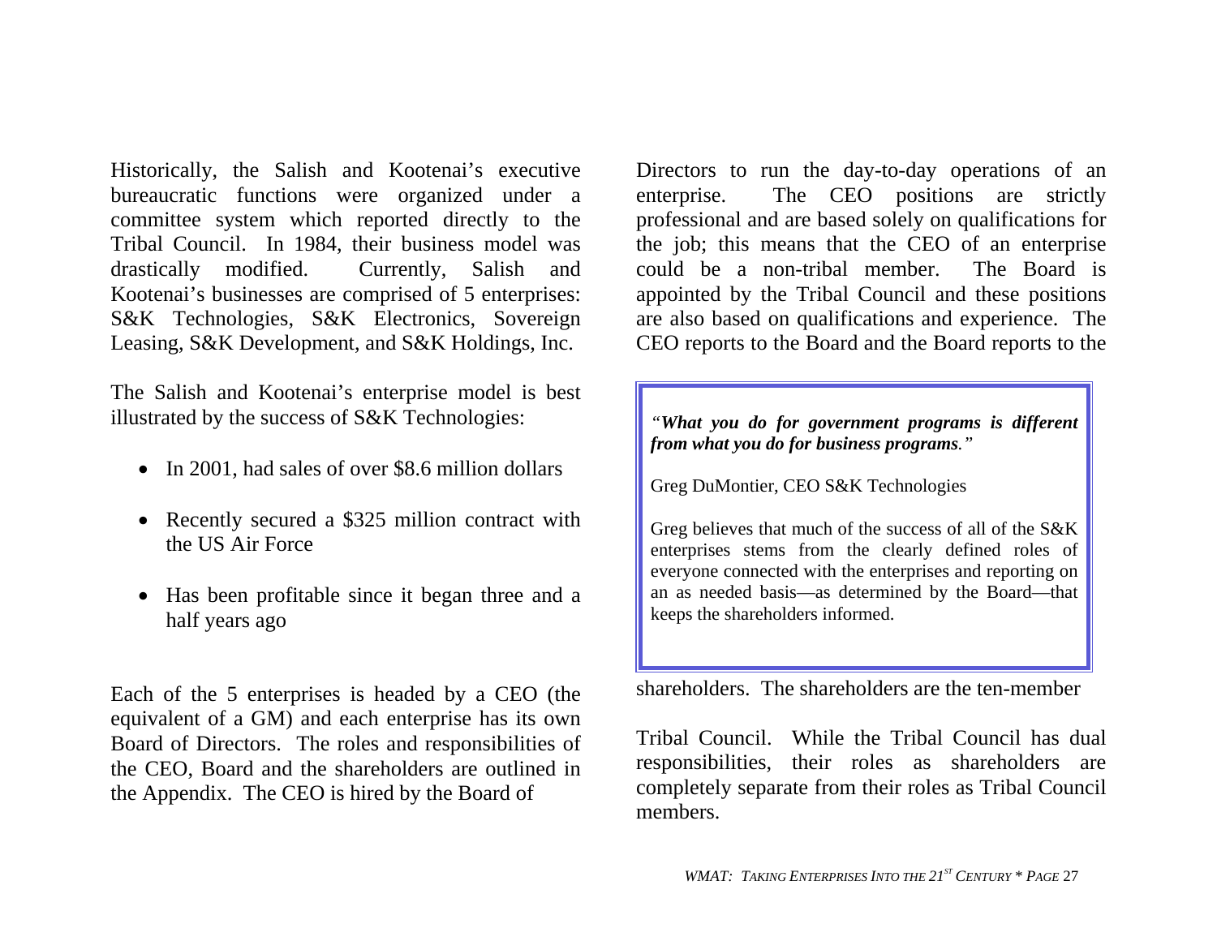Historically, the Salish and Kootenai's executive bureaucratic functions were organized under a committee system which reported directly to the Tribal Council. In 1984, their business model was drastically modified. Currently, Salish and Kootenai's businesses are comprised of 5 enterprises: S&K Technologies, S&K Electronics, Sovereign Leasing, S&K Development, and S&K Holdings, Inc.

The Salish and Kootenai's enterprise model is best illustrated by the success of S&K Technologies:

- In 2001, had sales of over $8.6 million dollars
- Recently secured a $325 million contract with the US Air Force
- Has been profitable since it began three and a half years ago

Each of the 5 enterprises is headed by a CEO (the equivalent of a GM) and each enterprise has its own Board of Directors. The roles and responsibilities of the CEO, Board and the shareholders are outlined in the Appendix. The CEO is hired by the Board of Directors to run the day-to-day operations of an enterprise. The CEO positions are strictly professional and are based solely on qualifications for the job; this means that the CEO of an enterprise could be a non-tribal member. The Board is appointed by the Tribal Council and these positions are also based on qualifications and experience. The CEO reports to the Board and the Board reports to the shareholders. The shareholders are the ten-member Tribal Council. While the Tribal Council has dual responsibilities, their roles as shareholders are completely separate from their roles as Tribal Council members.

> *"**What you do for government programs is different from what you do for business programs**."*
>
> Greg DuMontier, CEO S&K Technologies
>
> Greg believes that much of the success of all of the S&K enterprises stems from the clearly defined roles of everyone connected with the enterprises and reporting on an as needed basis—as determined by the Board—that keeps the shareholders informed.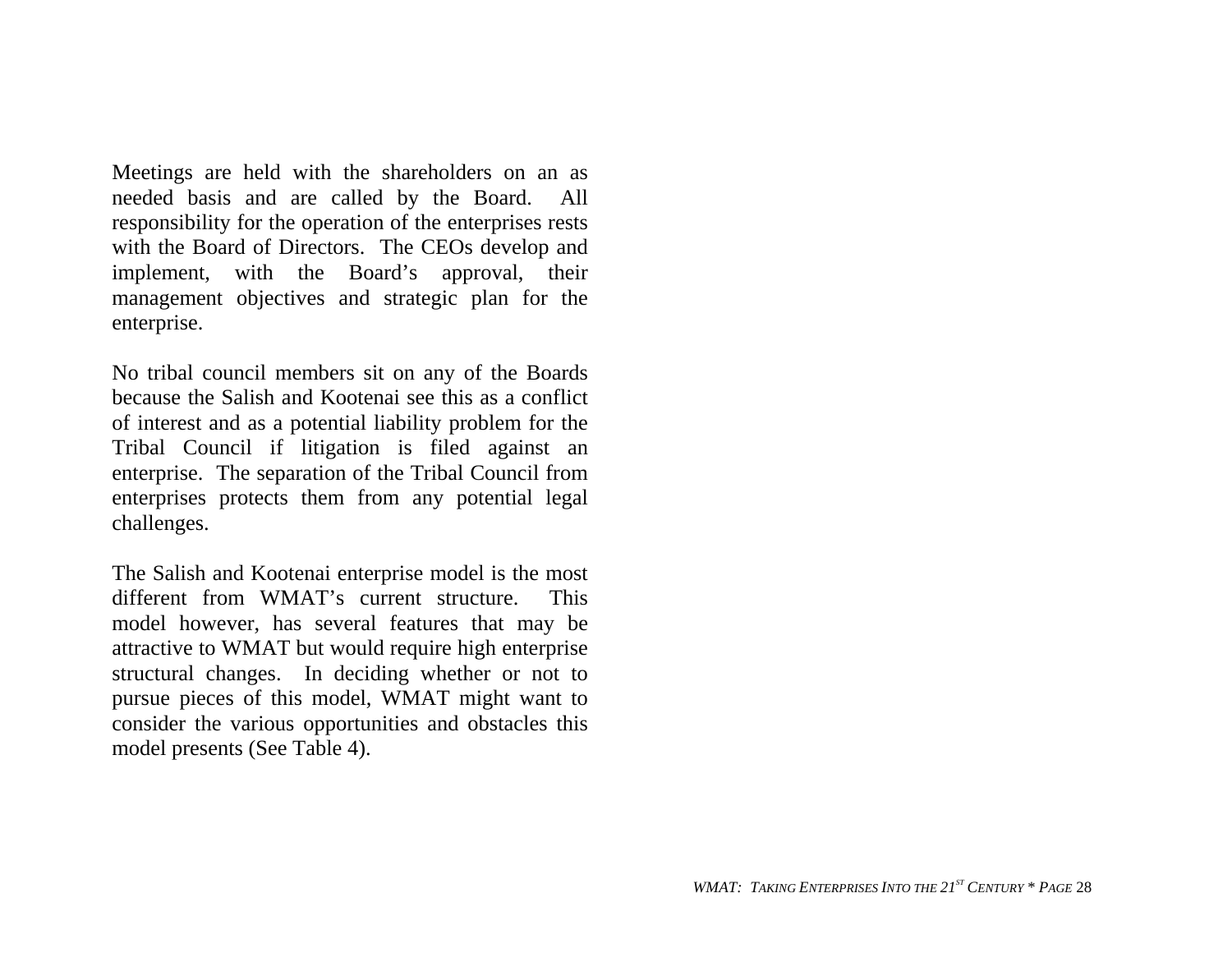Meetings are held with the shareholders on an as needed basis and are called by the Board. All responsibility for the operation of the enterprises rests with the Board of Directors. The CEOs develop and implement, with the Board's approval, their management objectives and strategic plan for the enterprise.

No tribal council members sit on any of the Boards because the Salish and Kootenai see this as a conflict of interest and as a potential liability problem for the Tribal Council if litigation is filed against an enterprise. The separation of the Tribal Council from enterprises protects them from any potential legal challenges.

The Salish and Kootenai enterprise model is the most different from WMAT's current structure. This model however, has several features that may be attractive to WMAT but would require high enterprise structural changes. In deciding whether or not to pursue pieces of this model, WMAT might want to consider the various opportunities and obstacles this model presents (See Table 4).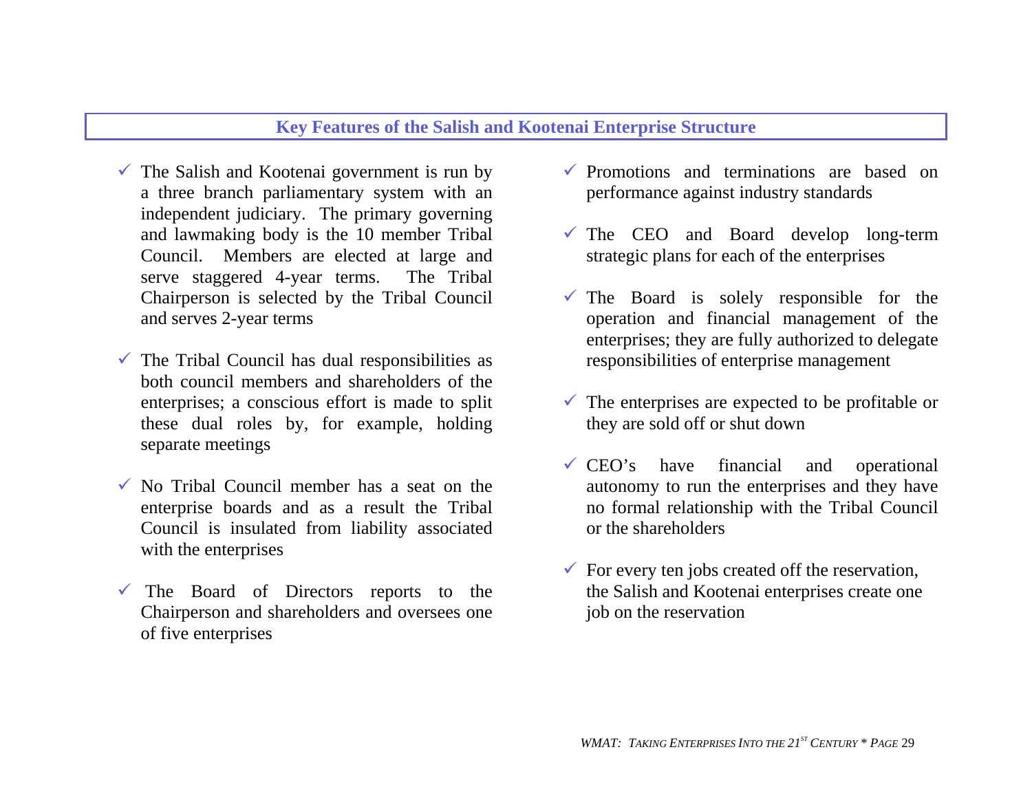## Key Features of the Salish and Kootenai Enterprise Structure

- ✓ The Salish and Kootenai government is run by a three branch parliamentary system with an independent judiciary. The primary governing and lawmaking body is the 10 member Tribal Council. Members are elected at large and serve staggered 4-year terms. The Tribal Chairperson is selected by the Tribal Council and serves 2-year terms
- ✓ The Tribal Council has dual responsibilities as both council members and shareholders of the enterprises; a conscious effort is made to split these dual roles by, for example, holding separate meetings
- ✓ No Tribal Council member has a seat on the enterprise boards and as a result the Tribal Council is insulated from liability associated with the enterprises
- ✓ The Board of Directors reports to the Chairperson and shareholders and oversees one of five enterprises
- ✓ Promotions and terminations are based on performance against industry standards
- ✓ The CEO and Board develop long-term strategic plans for each of the enterprises
- ✓ The Board is solely responsible for the operation and financial management of the enterprises; they are fully authorized to delegate responsibilities of enterprise management
- ✓ The enterprises are expected to be profitable or they are sold off or shut down
- ✓ CEO's have financial and operational autonomy to run the enterprises and they have no formal relationship with the Tribal Council or the shareholders
- ✓ For every ten jobs created off the reservation, the Salish and Kootenai enterprises create one job on the reservation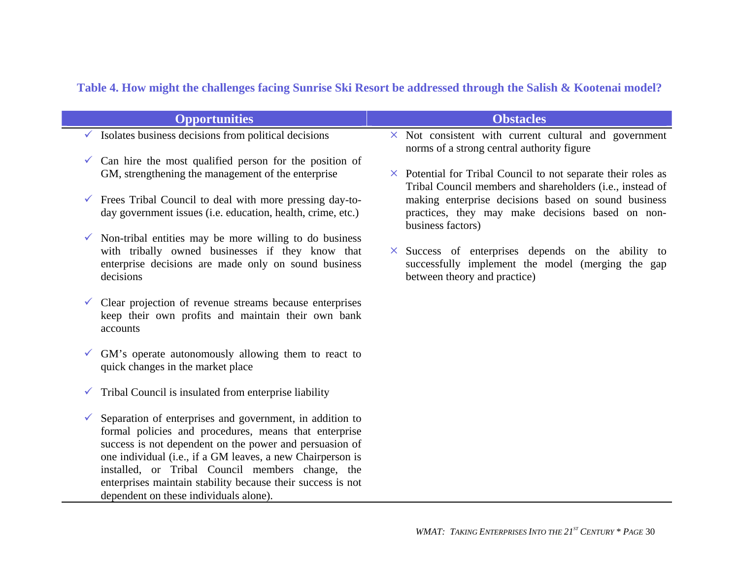**Table 4. How might the challenges facing Sunrise Ski Resort be addressed through the Salish & Kootenai model?**

| Opportunities | Obstacles |
|---|---|
| ✓ Isolates business decisions from political decisions | × Not consistent with current cultural and government norms of a strong central authority figure |
| ✓ Can hire the most qualified person for the position of GM, strengthening the management of the enterprise | × Potential for Tribal Council to not separate their roles as Tribal Council members and shareholders (i.e., instead of making enterprise decisions based on sound business practices, they may make decisions based on non-business factors) |
| ✓ Frees Tribal Council to deal with more pressing day-to-day government issues (i.e. education, health, crime, etc.) | × Success of enterprises depends on the ability to successfully implement the model (merging the gap between theory and practice) |
| ✓ Non-tribal entities may be more willing to do business with tribally owned businesses if they know that enterprise decisions are made only on sound business decisions | |
| ✓ Clear projection of revenue streams because enterprises keep their own profits and maintain their own bank accounts | |
| ✓ GM's operate autonomously allowing them to react to quick changes in the market place | |
| ✓ Tribal Council is insulated from enterprise liability | |
| ✓ Separation of enterprises and government, in addition to formal policies and procedures, means that enterprise success is not dependent on the power and persuasion of one individual (i.e., if a GM leaves, a new Chairperson is installed, or Tribal Council members change, the enterprises maintain stability because their success is not dependent on these individuals alone). | |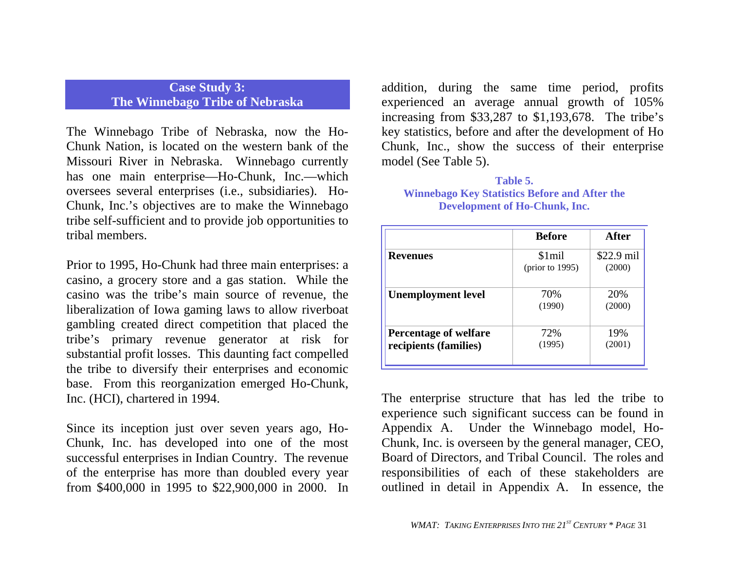## Case Study 3: The Winnebago Tribe of Nebraska

The Winnebago Tribe of Nebraska, now the Ho-Chunk Nation, is located on the western bank of the Missouri River in Nebraska. Winnebago currently has one main enterprise—Ho-Chunk, Inc.—which oversees several enterprises (i.e., subsidiaries). Ho-Chunk, Inc.'s objectives are to make the Winnebago tribe self-sufficient and to provide job opportunities to tribal members.

Prior to 1995, Ho-Chunk had three main enterprises: a casino, a grocery store and a gas station. While the casino was the tribe's main source of revenue, the liberalization of Iowa gaming laws to allow riverboat gambling created direct competition that placed the tribe's primary revenue generator at risk for substantial profit losses. This daunting fact compelled the tribe to diversify their enterprises and economic base. From this reorganization emerged Ho-Chunk, Inc. (HCI), chartered in 1994.

Since its inception just over seven years ago, Ho-Chunk, Inc. has developed into one of the most successful enterprises in Indian Country. The revenue of the enterprise has more than doubled every year from $400,000 in 1995 to $22,900,000 in 2000. In addition, during the same time period, profits experienced an average annual growth of 105% increasing from $33,287 to $1,193,678. The tribe's key statistics, before and after the development of Ho Chunk, Inc., show the success of their enterprise model (See Table 5).

**Table 5.**
**Winnebago Key Statistics Before and After the Development of Ho-Chunk, Inc.**

| | Before | After |
|---|---|---|
| **Revenues** | $1mil (prior to 1995) | $22.9 mil (2000) |
| **Unemployment level** | 70% (1990) | 20% (2000) |
| **Percentage of welfare recipients (families)** | 72% (1995) | 19% (2001) |

The enterprise structure that has led the tribe to experience such significant success can be found in Appendix A. Under the Winnebago model, Ho-Chunk, Inc. is overseen by the general manager, CEO, Board of Directors, and Tribal Council. The roles and responsibilities of each of these stakeholders are outlined in detail in Appendix A. In essence, the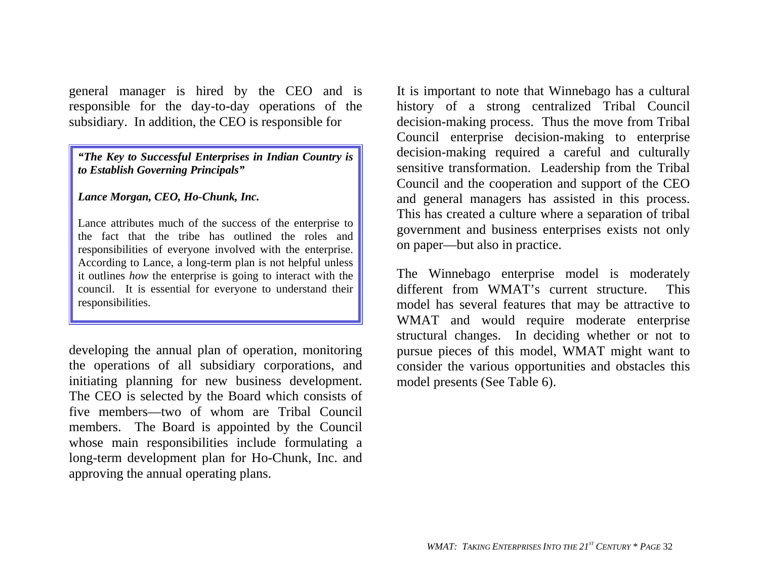general manager is hired by the CEO and is responsible for the day-to-day operations of the subsidiary. In addition, the CEO is responsible for developing the annual plan of operation, monitoring the operations of all subsidiary corporations, and initiating planning for new business development. The CEO is selected by the Board which consists of five members—two of whom are Tribal Council members. The Board is appointed by the Council whose main responsibilities include formulating a long-term development plan for Ho-Chunk, Inc. and approving the annual operating plans.

> ***"The Key to Successful Enterprises in Indian Country is to Establish Governing Principals"***
>
> ***Lance Morgan, CEO, Ho-Chunk, Inc.***
>
> Lance attributes much of the success of the enterprise to the fact that the tribe has outlined the roles and responsibilities of everyone involved with the enterprise. According to Lance, a long-term plan is not helpful unless it outlines *how* the enterprise is going to interact with the council. It is essential for everyone to understand their responsibilities.

It is important to note that Winnebago has a cultural history of a strong centralized Tribal Council decision-making process. Thus the move from Tribal Council enterprise decision-making to enterprise decision-making required a careful and culturally sensitive transformation. Leadership from the Tribal Council and the cooperation and support of the CEO and general managers has assisted in this process. This has created a culture where a separation of tribal government and business enterprises exists not only on paper—but also in practice.

The Winnebago enterprise model is moderately different from WMAT's current structure. This model has several features that may be attractive to WMAT and would require moderate enterprise structural changes. In deciding whether or not to pursue pieces of this model, WMAT might want to consider the various opportunities and obstacles this model presents (See Table 6).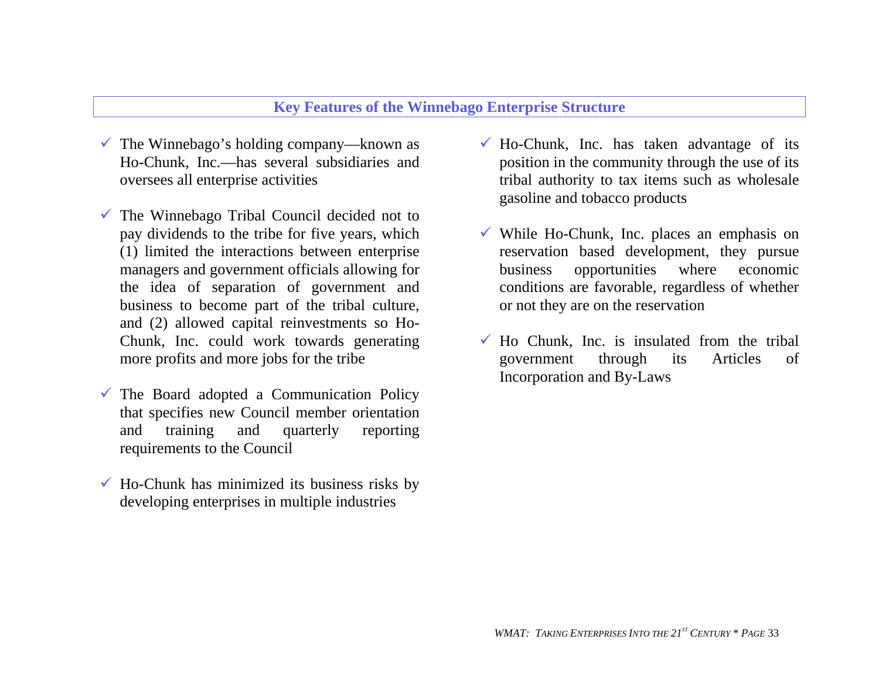## Key Features of the Winnebago Enterprise Structure

- The Winnebago's holding company—known as Ho-Chunk, Inc.—has several subsidiaries and oversees all enterprise activities

- The Winnebago Tribal Council decided not to pay dividends to the tribe for five years, which (1) limited the interactions between enterprise managers and government officials allowing for the idea of separation of government and business to become part of the tribal culture, and (2) allowed capital reinvestments so Ho-Chunk, Inc. could work towards generating more profits and more jobs for the tribe

- The Board adopted a Communication Policy that specifies new Council member orientation and training and quarterly reporting requirements to the Council

- Ho-Chunk has minimized its business risks by developing enterprises in multiple industries

- Ho-Chunk, Inc. has taken advantage of its position in the community through the use of its tribal authority to tax items such as wholesale gasoline and tobacco products

- While Ho-Chunk, Inc. places an emphasis on reservation based development, they pursue business opportunities where economic conditions are favorable, regardless of whether or not they are on the reservation

- Ho Chunk, Inc. is insulated from the tribal government through its Articles of Incorporation and By-Laws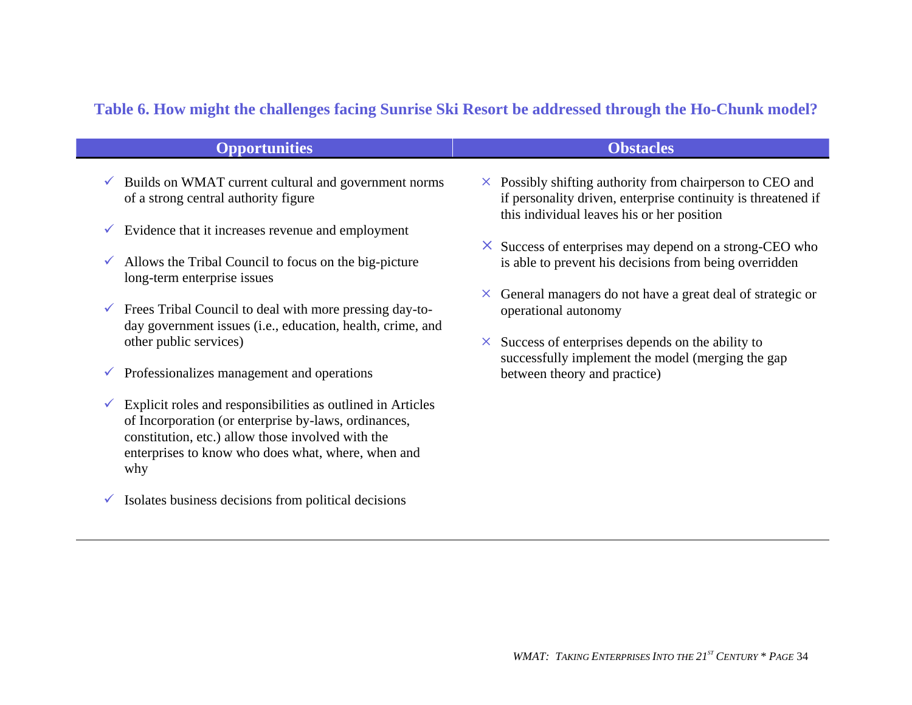**Table 6. How might the challenges facing Sunrise Ski Resort be addressed through the Ho-Chunk model?**

| Opportunities | Obstacles |
|---|---|
| ✓ Builds on WMAT current cultural and government norms of a strong central authority figure | × Possibly shifting authority from chairperson to CEO and if personality driven, enterprise continuity is threatened if this individual leaves his or her position |
| ✓ Evidence that it increases revenue and employment | × Success of enterprises may depend on a strong-CEO who is able to prevent his decisions from being overridden |
| ✓ Allows the Tribal Council to focus on the big-picture long-term enterprise issues | × General managers do not have a great deal of strategic or operational autonomy |
| ✓ Frees Tribal Council to deal with more pressing day-to-day government issues (i.e., education, health, crime, and other public services) | × Success of enterprises depends on the ability to successfully implement the model (merging the gap between theory and practice) |
| ✓ Professionalizes management and operations | |
| ✓ Explicit roles and responsibilities as outlined in Articles of Incorporation (or enterprise by-laws, ordinances, constitution, etc.) allow those involved with the enterprises to know who does what, where, when and why | |
| ✓ Isolates business decisions from political decisions | |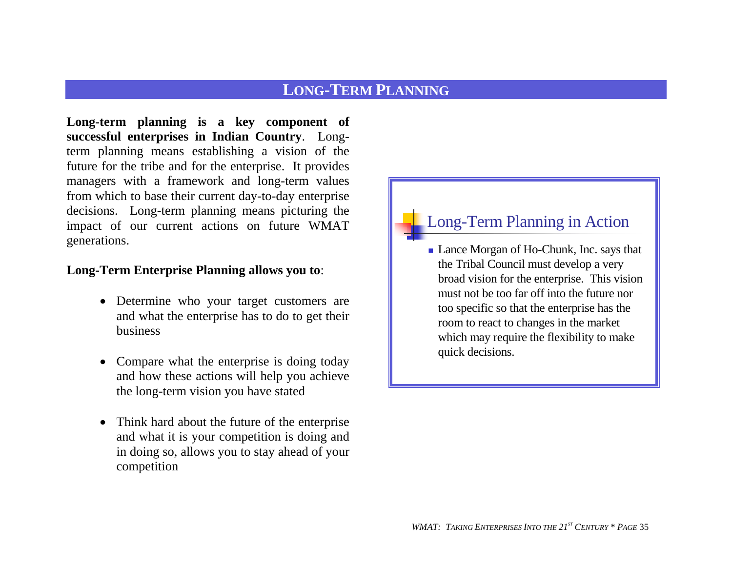## LONG-TERM PLANNING

**Long-term planning is a key component of successful enterprises in Indian Country**. Long-term planning means establishing a vision of the future for the tribe and for the enterprise. It provides managers with a framework and long-term values from which to base their current day-to-day enterprise decisions. Long-term planning means picturing the impact of our current actions on future WMAT generations.

**Long-Term Enterprise Planning allows you to**:

- Determine who your target customers are and what the enterprise has to do to get their business
- Compare what the enterprise is doing today and how these actions will help you achieve the long-term vision you have stated
- Think hard about the future of the enterprise and what it is your competition is doing and in doing so, allows you to stay ahead of your competition

### Long-Term Planning in Action

- Lance Morgan of Ho-Chunk, Inc. says that the Tribal Council must develop a very broad vision for the enterprise. This vision must not be too far off into the future nor too specific so that the enterprise has the room to react to changes in the market which may require the flexibility to make quick decisions.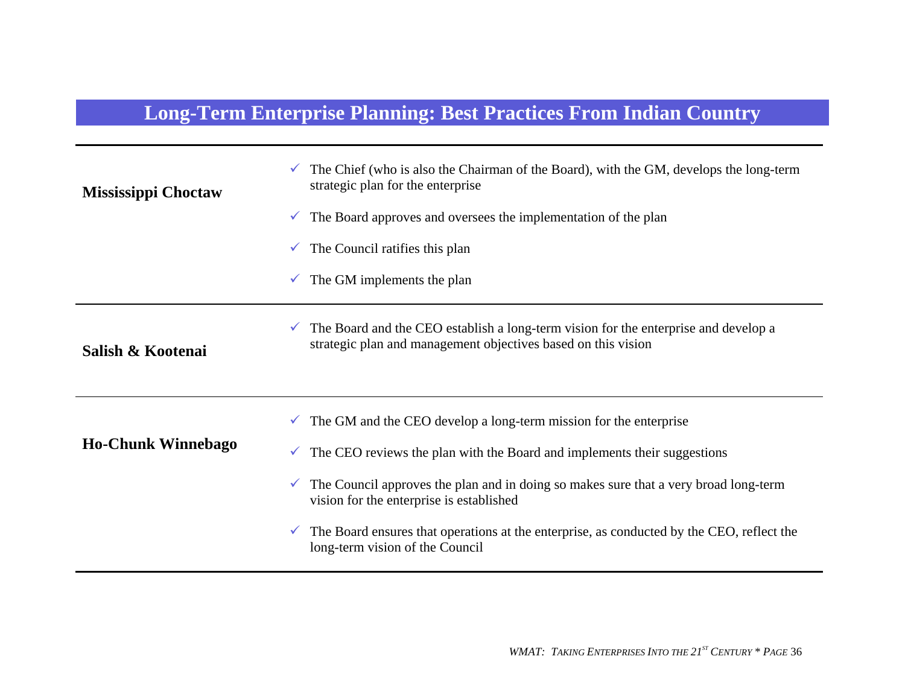# Long-Term Enterprise Planning: Best Practices From Indian Country

| | |
|---|---|
| **Mississippi Choctaw** | ✓ The Chief (who is also the Chairman of the Board), with the GM, develops the long-term strategic plan for the enterprise<br>✓ The Board approves and oversees the implementation of the plan<br>✓ The Council ratifies this plan<br>✓ The GM implements the plan |
| **Salish & Kootenai** | ✓ The Board and the CEO establish a long-term vision for the enterprise and develop a strategic plan and management objectives based on this vision |
| **Ho-Chunk Winnebago** | ✓ The GM and the CEO develop a long-term mission for the enterprise<br>✓ The CEO reviews the plan with the Board and implements their suggestions<br>✓ The Council approves the plan and in doing so makes sure that a very broad long-term vision for the enterprise is established<br>✓ The Board ensures that operations at the enterprise, as conducted by the CEO, reflect the long-term vision of the Council |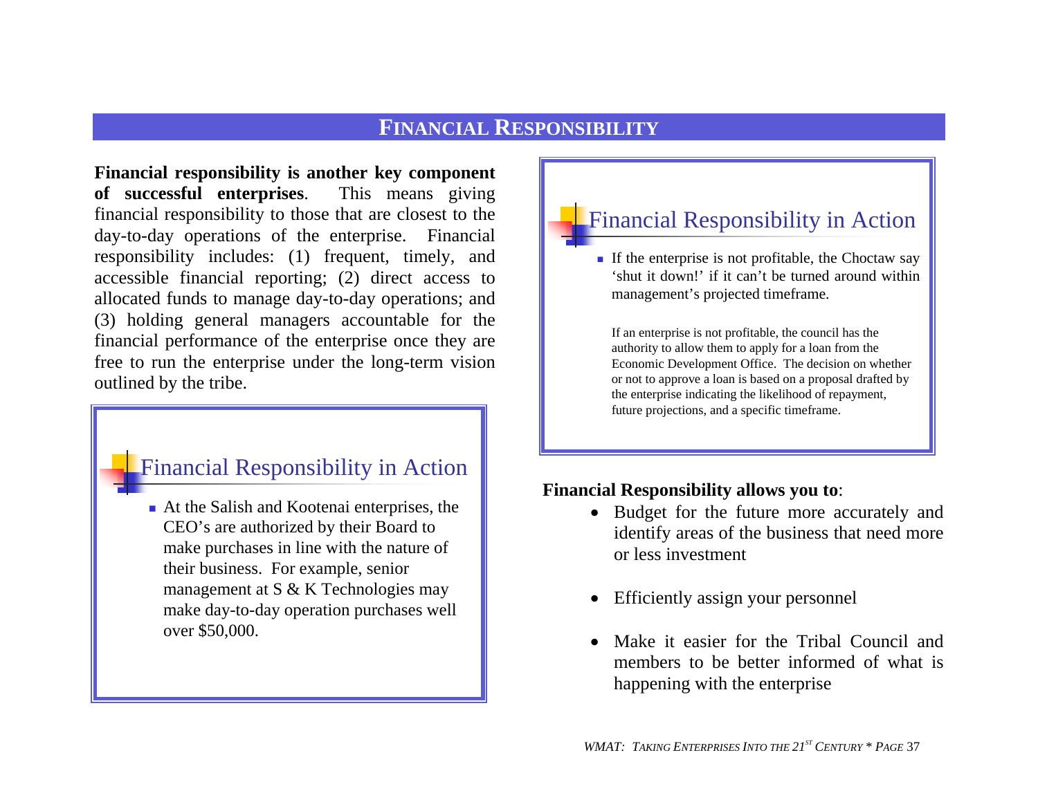## FINANCIAL RESPONSIBILITY

**Financial responsibility is another key component of successful enterprises**. This means giving financial responsibility to those that are closest to the day-to-day operations of the enterprise. Financial responsibility includes: (1) frequent, timely, and accessible financial reporting; (2) direct access to allocated funds to manage day-to-day operations; and (3) holding general managers accountable for the financial performance of the enterprise once they are free to run the enterprise under the long-term vision outlined by the tribe.

### Financial Responsibility in Action

- At the Salish and Kootenai enterprises, the CEO's are authorized by their Board to make purchases in line with the nature of their business. For example, senior management at S & K Technologies may make day-to-day operation purchases well over $50,000.

### Financial Responsibility in Action

- If the enterprise is not profitable, the Choctaw say 'shut it down!' if it can't be turned around within management's projected timeframe.

If an enterprise is not profitable, the council has the authority to allow them to apply for a loan from the Economic Development Office. The decision on whether or not to approve a loan is based on a proposal drafted by the enterprise indicating the likelihood of repayment, future projections, and a specific timeframe.

**Financial Responsibility allows you to**:

- Budget for the future more accurately and identify areas of the business that need more or less investment
- Efficiently assign your personnel
- Make it easier for the Tribal Council and members to be better informed of what is happening with the enterprise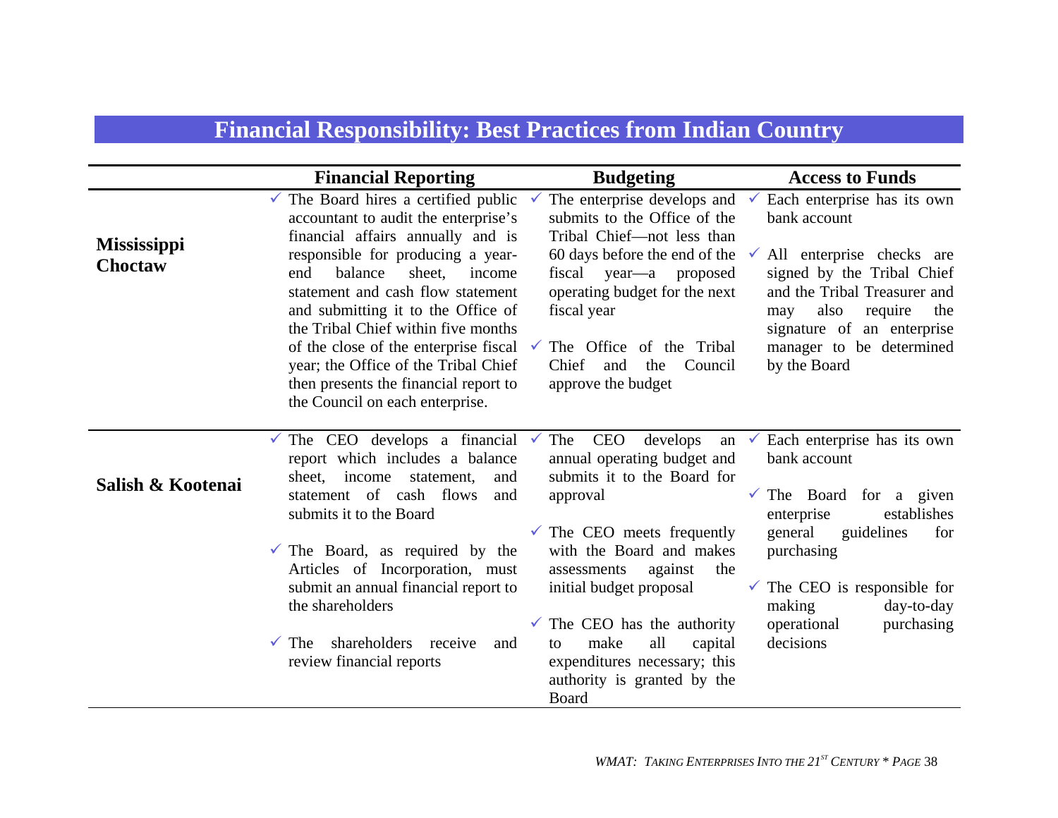# Financial Responsibility: Best Practices from Indian Country

| | Financial Reporting | Budgeting | Access to Funds |
|---|---|---|---|
| **Mississippi Choctaw** | ✓ The Board hires a certified public accountant to audit the enterprise's financial affairs annually and is responsible for producing a year-end balance sheet, income statement and cash flow statement and submitting it to the Office of the Tribal Chief within five months of the close of the enterprise fiscal year; the Office of the Tribal Chief then presents the financial report to the Council on each enterprise. | ✓ The enterprise develops and submits to the Office of the Tribal Chief—not less than 60 days before the end of the fiscal year—a proposed operating budget for the next fiscal year<br><br>✓ The Office of the Tribal Chief and the Council approve the budget | ✓ Each enterprise has its own bank account<br><br>✓ All enterprise checks are signed by the Tribal Chief and the Tribal Treasurer and may also require the signature of an enterprise manager to be determined by the Board |
| **Salish & Kootenai** | ✓ The CEO develops a financial report which includes a balance sheet, income statement, and statement of cash flows and submits it to the Board<br><br>✓ The Board, as required by the Articles of Incorporation, must submit an annual financial report to the shareholders<br><br>✓ The shareholders receive and review financial reports | ✓ The CEO develops an annual operating budget and submits it to the Board for approval<br><br>✓ The CEO meets frequently with the Board and makes assessments against the initial budget proposal<br><br>✓ The CEO has the authority to make all capital expenditures necessary; this authority is granted by the Board | ✓ Each enterprise has its own bank account<br><br>✓ The Board for a given enterprise establishes general guidelines for purchasing<br><br>✓ The CEO is responsible for making day-to-day operational purchasing decisions |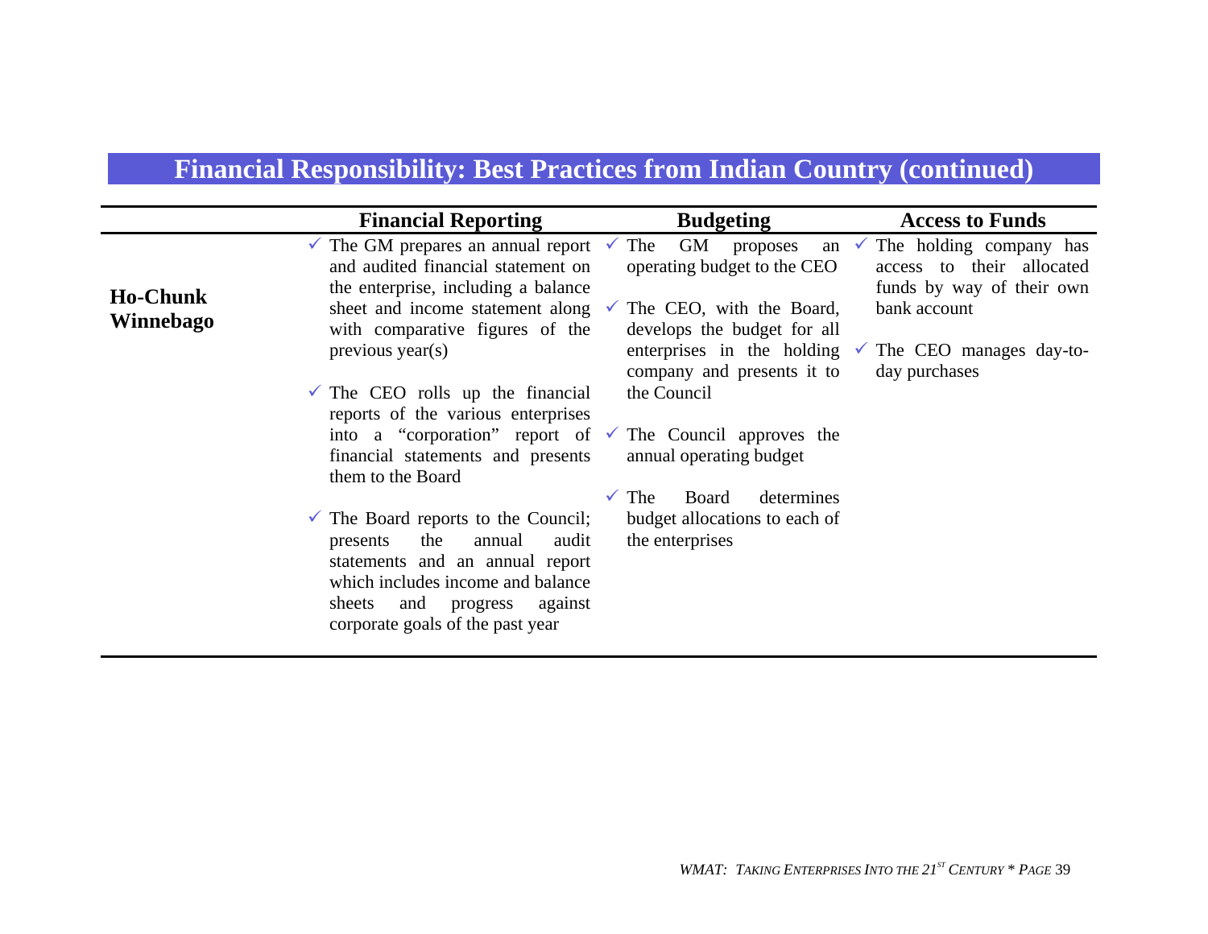## Financial Responsibility: Best Practices from Indian Country (continued)

| | Financial Reporting | Budgeting | Access to Funds |
|---|---|---|---|
| **Ho-Chunk Winnebago** | ✓ The GM prepares an annual report and audited financial statement on the enterprise, including a balance sheet and income statement along with comparative figures of the previous year(s)<br><br>✓ The CEO rolls up the financial reports of the various enterprises into a "corporation" report of financial statements and presents them to the Board<br><br>✓ The Board reports to the Council; presents the annual audit statements and an annual report which includes income and balance sheets and progress against corporate goals of the past year | ✓ The GM proposes an operating budget to the CEO<br><br>✓ The CEO, with the Board, develops the budget for all enterprises in the holding company and presents it to the Council<br><br>✓ The Council approves the annual operating budget<br><br>✓ The Board determines budget allocations to each of the enterprises | ✓ The holding company has access to their allocated funds by way of their own bank account<br><br>✓ The CEO manages day-to-day purchases |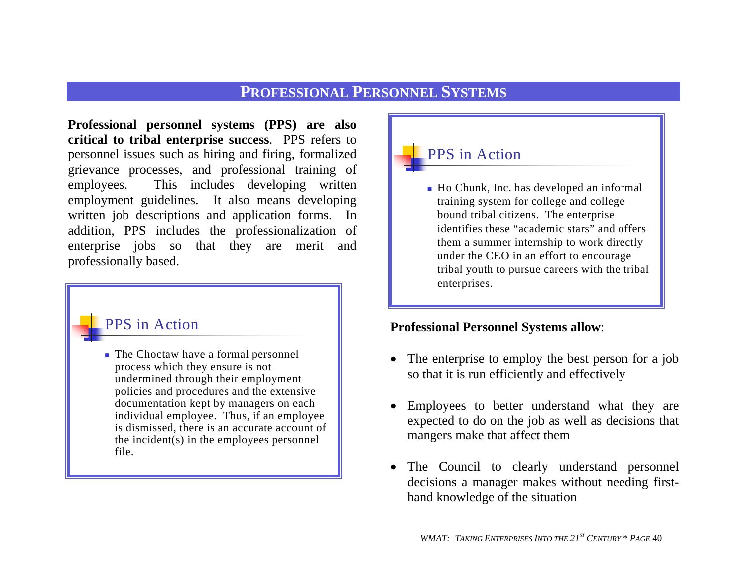## PROFESSIONAL PERSONNEL SYSTEMS

**Professional personnel systems (PPS) are also critical to tribal enterprise success**. PPS refers to personnel issues such as hiring and firing, formalized grievance processes, and professional training of employees. This includes developing written employment guidelines. It also means developing written job descriptions and application forms. In addition, PPS includes the professionalization of enterprise jobs so that they are merit and professionally based.

> ### PPS in Action
>
> - The Choctaw have a formal personnel process which they ensure is not undermined through their employment policies and procedures and the extensive documentation kept by managers on each individual employee. Thus, if an employee is dismissed, there is an accurate account of the incident(s) in the employees personnel file.

> ### PPS in Action
>
> - Ho Chunk, Inc. has developed an informal training system for college and college bound tribal citizens. The enterprise identifies these "academic stars" and offers them a summer internship to work directly under the CEO in an effort to encourage tribal youth to pursue careers with the tribal enterprises.

**Professional Personnel Systems allow**:

- The enterprise to employ the best person for a job so that it is run efficiently and effectively
- Employees to better understand what they are expected to do on the job as well as decisions that mangers make that affect them
- The Council to clearly understand personnel decisions a manager makes without needing first-hand knowledge of the situation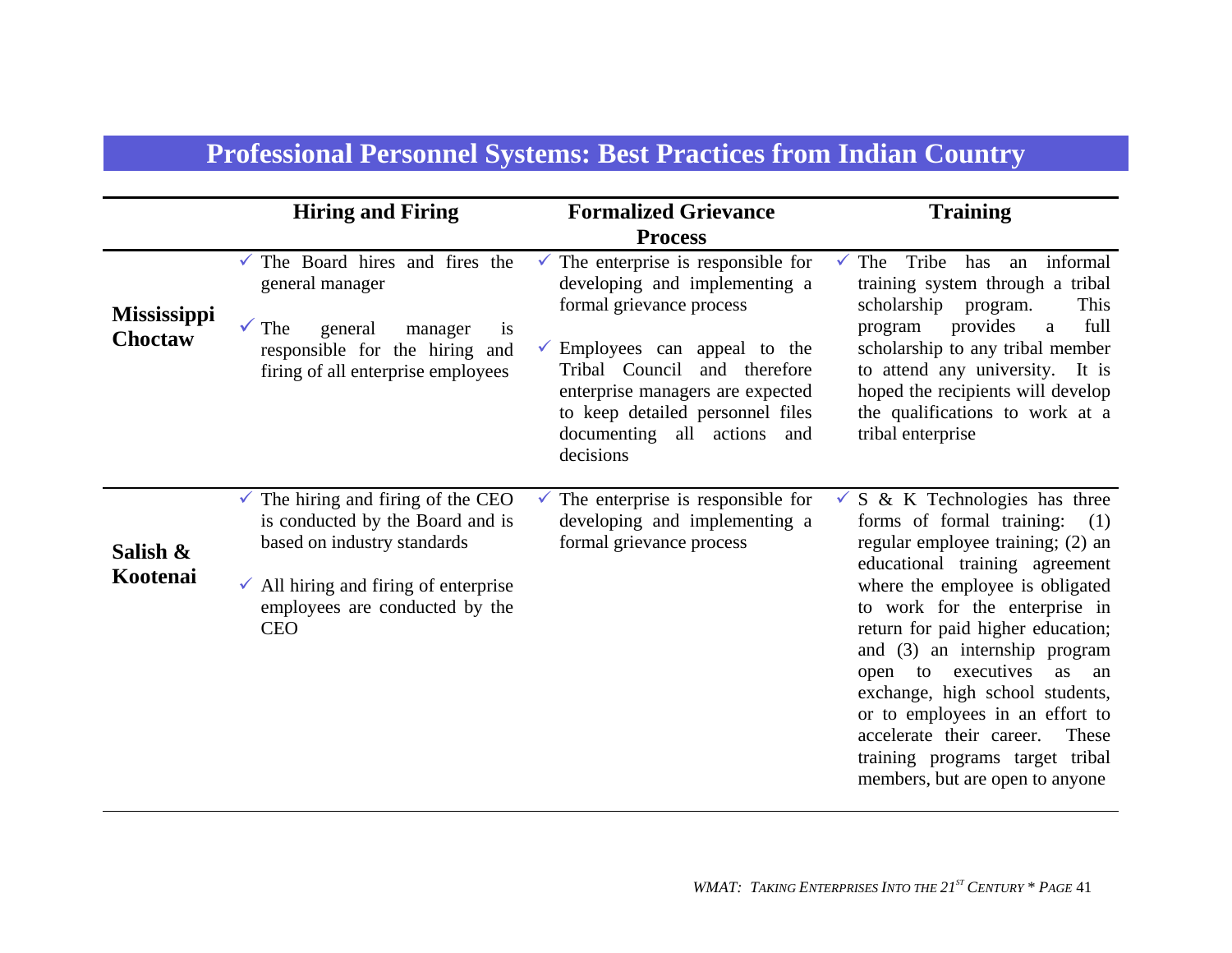# Professional Personnel Systems: Best Practices from Indian Country

| | Hiring and Firing | Formalized Grievance Process | Training |
|---|---|---|---|
| **Mississippi Choctaw** | ✓ The Board hires and fires the general manager<br>✓ The general manager is responsible for the hiring and firing of all enterprise employees | ✓ The enterprise is responsible for developing and implementing a formal grievance process<br>✓ Employees can appeal to the Tribal Council and therefore enterprise managers are expected to keep detailed personnel files documenting all actions and decisions | ✓ The Tribe has an informal training system through a tribal scholarship program. This program provides a full scholarship to any tribal member to attend any university. It is hoped the recipients will develop the qualifications to work at a tribal enterprise |
| **Salish & Kootenai** | ✓ The hiring and firing of the CEO is conducted by the Board and is based on industry standards<br>✓ All hiring and firing of enterprise employees are conducted by the CEO | ✓ The enterprise is responsible for developing and implementing a formal grievance process | ✓ S & K Technologies has three forms of formal training: (1) regular employee training; (2) an educational training agreement where the employee is obligated to work for the enterprise in return for paid higher education; and (3) an internship program open to executives as an exchange, high school students, or to employees in an effort to accelerate their career. These training programs target tribal members, but are open to anyone |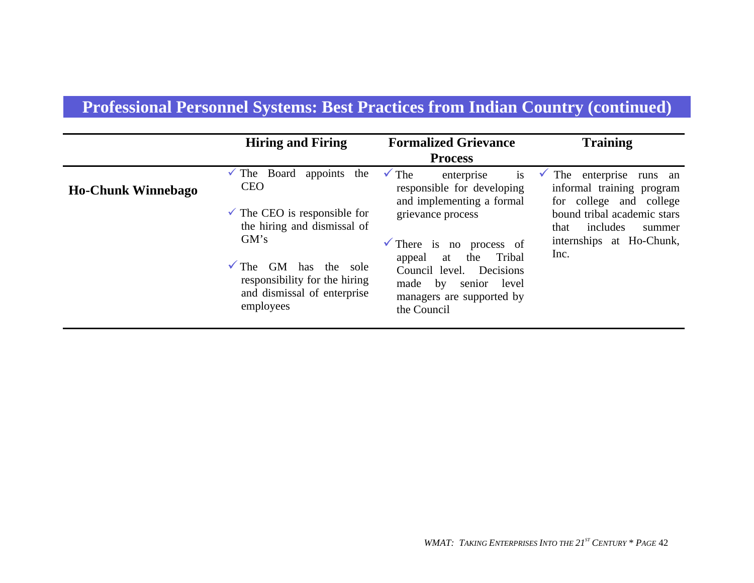## Professional Personnel Systems: Best Practices from Indian Country (continued)

| | Hiring and Firing | Formalized Grievance Process | Training |
|---|---|---|---|
| **Ho-Chunk Winnebago** | ✓ The Board appoints the CEO<br><br>✓ The CEO is responsible for the hiring and dismissal of GM's<br><br>✓ The GM has the sole responsibility for the hiring and dismissal of enterprise employees | ✓ The enterprise is responsible for developing and implementing a formal grievance process<br><br>✓ There is no process of appeal at the Tribal Council level. Decisions made by senior level managers are supported by the Council | ✓ The enterprise runs an informal training program for college and college bound tribal academic stars that includes summer internships at Ho-Chunk, Inc. |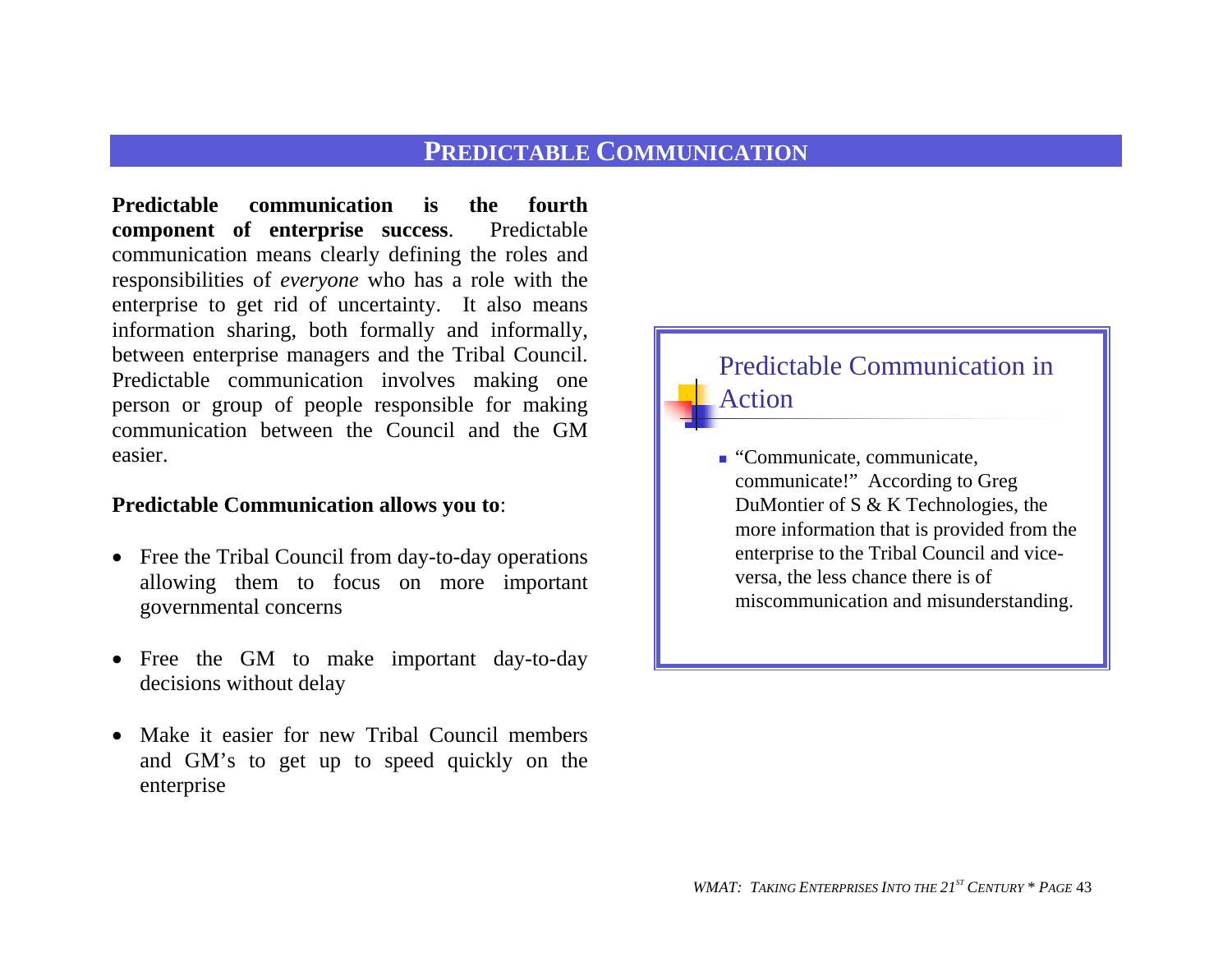## PREDICTABLE COMMUNICATION

**Predictable communication is the fourth component of enterprise success**. Predictable communication means clearly defining the roles and responsibilities of *everyone* who has a role with the enterprise to get rid of uncertainty. It also means information sharing, both formally and informally, between enterprise managers and the Tribal Council. Predictable communication involves making one person or group of people responsible for making communication between the Council and the GM easier.

**Predictable Communication allows you to**:

- Free the Tribal Council from day-to-day operations allowing them to focus on more important governmental concerns
- Free the GM to make important day-to-day decisions without delay
- Make it easier for new Tribal Council members and GM's to get up to speed quickly on the enterprise

### Predictable Communication in Action

- "Communicate, communicate, communicate!" According to Greg DuMontier of S & K Technologies, the more information that is provided from the enterprise to the Tribal Council and vice-versa, the less chance there is of miscommunication and misunderstanding.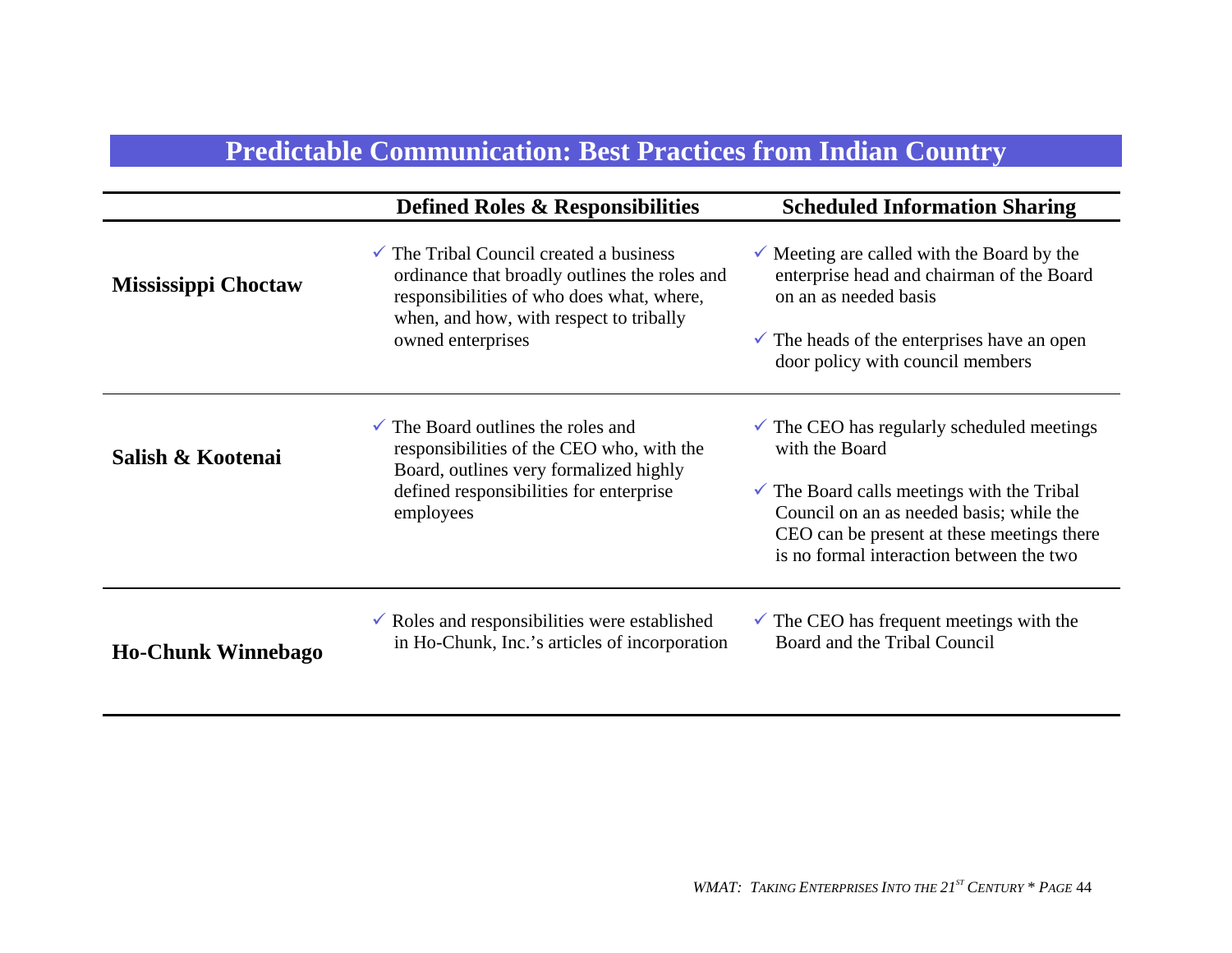## Predictable Communication: Best Practices from Indian Country

| | Defined Roles & Responsibilities | Scheduled Information Sharing |
|---|---|---|
| **Mississippi Choctaw** | ✓ The Tribal Council created a business ordinance that broadly outlines the roles and responsibilities of who does what, where, when, and how, with respect to tribally owned enterprises | ✓ Meeting are called with the Board by the enterprise head and chairman of the Board on an as needed basis<br>✓ The heads of the enterprises have an open door policy with council members |
| **Salish & Kootenai** | ✓ The Board outlines the roles and responsibilities of the CEO who, with the Board, outlines very formalized highly defined responsibilities for enterprise employees | ✓ The CEO has regularly scheduled meetings with the Board<br>✓ The Board calls meetings with the Tribal Council on an as needed basis; while the CEO can be present at these meetings there is no formal interaction between the two |
| **Ho-Chunk Winnebago** | ✓ Roles and responsibilities were established in Ho-Chunk, Inc.'s articles of incorporation | ✓ The CEO has frequent meetings with the Board and the Tribal Council |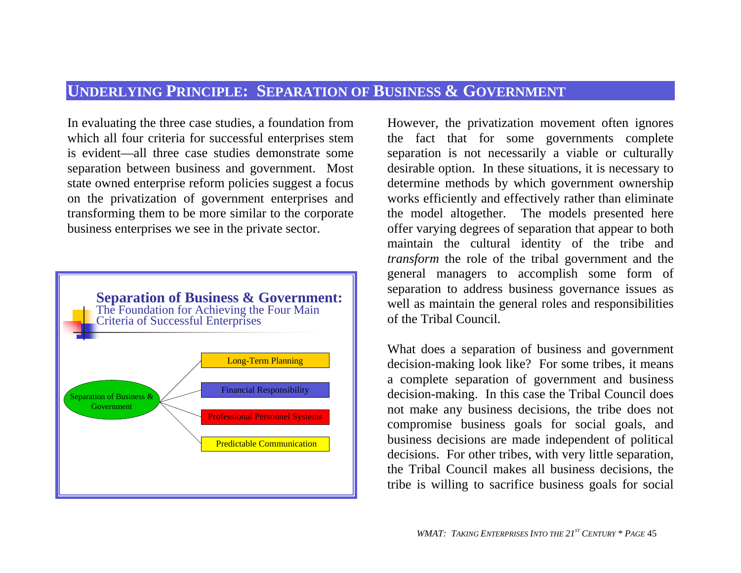## UNDERLYING PRINCIPLE: SEPARATION OF BUSINESS & GOVERNMENT

In evaluating the three case studies, a foundation from which all four criteria for successful enterprises stem is evident—all three case studies demonstrate some separation between business and government. Most state owned enterprise reform policies suggest a focus on the privatization of government enterprises and transforming them to be more similar to the corporate business enterprises we see in the private sector.

**Separation of Business & Government:**
The Foundation for Achieving the Four Main Criteria of Successful Enterprises

Separation of Business & Government

Long-Term Planning

Financial Responsibility

Professional Personnel Systems

Predictable Communication

However, the privatization movement often ignores the fact that for some governments complete separation is not necessarily a viable or culturally desirable option. In these situations, it is necessary to determine methods by which government ownership works efficiently and effectively rather than eliminate the model altogether. The models presented here offer varying degrees of separation that appear to both maintain the cultural identity of the tribe and *transform* the role of the tribal government and the general managers to accomplish some form of separation to address business governance issues as well as maintain the general roles and responsibilities of the Tribal Council.

What does a separation of business and government decision-making look like? For some tribes, it means a complete separation of government and business decision-making. In this case the Tribal Council does not make any business decisions, the tribe does not compromise business goals for social goals, and business decisions are made independent of political decisions. For other tribes, with very little separation, the Tribal Council makes all business decisions, the tribe is willing to sacrifice business goals for social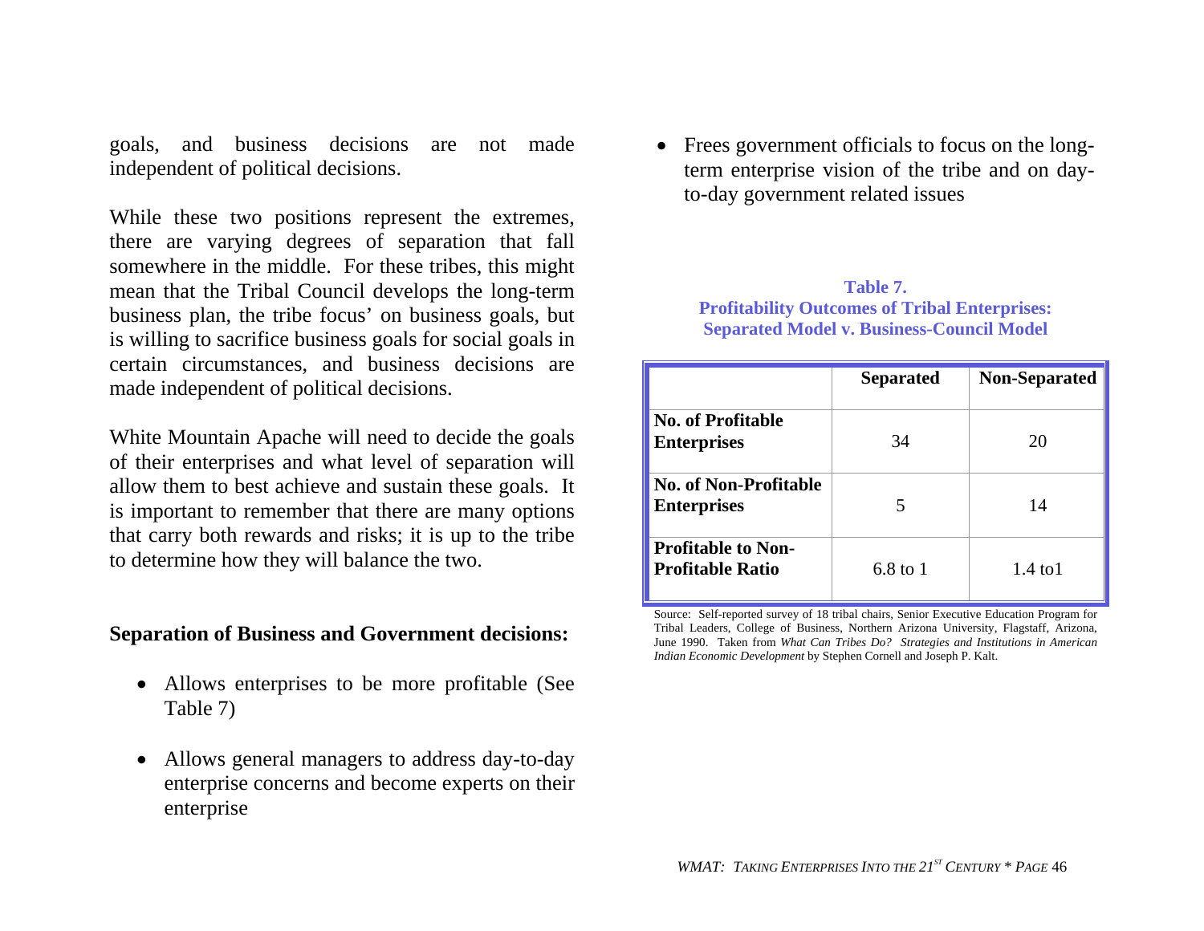goals, and business decisions are not made independent of political decisions.

While these two positions represent the extremes, there are varying degrees of separation that fall somewhere in the middle. For these tribes, this might mean that the Tribal Council develops the long-term business plan, the tribe focus' on business goals, but is willing to sacrifice business goals for social goals in certain circumstances, and business decisions are made independent of political decisions.

White Mountain Apache will need to decide the goals of their enterprises and what level of separation will allow them to best achieve and sustain these goals. It is important to remember that there are many options that carry both rewards and risks; it is up to the tribe to determine how they will balance the two.

**Separation of Business and Government decisions:**

- Allows enterprises to be more profitable (See Table 7)
- Allows general managers to address day-to-day enterprise concerns and become experts on their enterprise
- Frees government officials to focus on the long-term enterprise vision of the tribe and on day-to-day government related issues

**Table 7.**
**Profitability Outcomes of Tribal Enterprises: Separated Model v. Business-Council Model**

| | Separated | Non-Separated |
|---|---|---|
| **No. of Profitable Enterprises** | 34 | 20 |
| **No. of Non-Profitable Enterprises** | 5 | 14 |
| **Profitable to Non-Profitable Ratio** | 6.8 to 1 | 1.4 to1 |

Source: Self-reported survey of 18 tribal chairs, Senior Executive Education Program for Tribal Leaders, College of Business, Northern Arizona University, Flagstaff, Arizona, June 1990. Taken from *What Can Tribes Do? Strategies and Institutions in American Indian Economic Development* by Stephen Cornell and Joseph P. Kalt.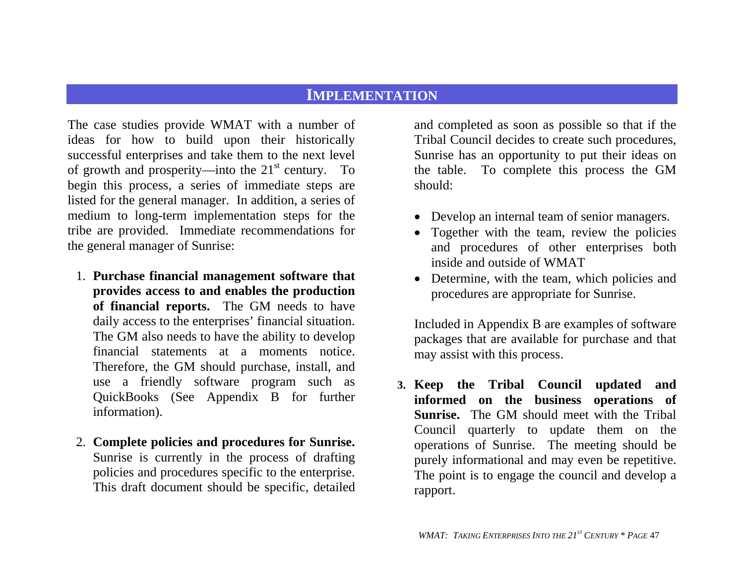# IMPLEMENTATION

The case studies provide WMAT with a number of ideas for how to build upon their historically successful enterprises and take them to the next level of growth and prosperity—into the 21st century. To begin this process, a series of immediate steps are listed for the general manager. In addition, a series of medium to long-term implementation steps for the tribe are provided. Immediate recommendations for the general manager of Sunrise:

1. **Purchase financial management software that provides access to and enables the production of financial reports.** The GM needs to have daily access to the enterprises' financial situation. The GM also needs to have the ability to develop financial statements at a moments notice. Therefore, the GM should purchase, install, and use a friendly software program such as QuickBooks (See Appendix B for further information).

2. **Complete policies and procedures for Sunrise.** Sunrise is currently in the process of drafting policies and procedures specific to the enterprise. This draft document should be specific, detailed and completed as soon as possible so that if the Tribal Council decides to create such procedures, Sunrise has an opportunity to put their ideas on the table. To complete this process the GM should:

   - Develop an internal team of senior managers.
   - Together with the team, review the policies and procedures of other enterprises both inside and outside of WMAT
   - Determine, with the team, which policies and procedures are appropriate for Sunrise.

   Included in Appendix B are examples of software packages that are available for purchase and that may assist with this process.

3. **Keep the Tribal Council updated and informed on the business operations of Sunrise.** The GM should meet with the Tribal Council quarterly to update them on the operations of Sunrise. The meeting should be purely informational and may even be repetitive. The point is to engage the council and develop a rapport.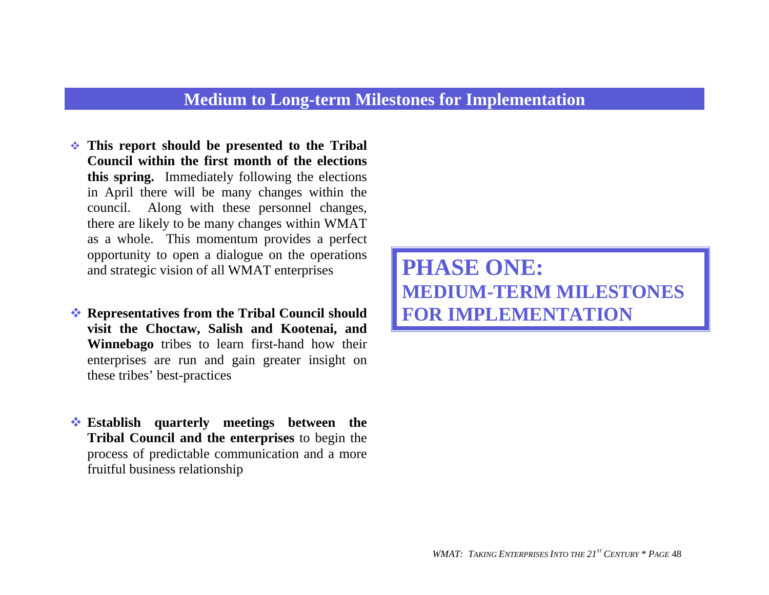## Medium to Long-term Milestones for Implementation

- **This report should be presented to the Tribal Council within the first month of the elections this spring.** Immediately following the elections in April there will be many changes within the council. Along with these personnel changes, there are likely to be many changes within WMAT as a whole. This momentum provides a perfect opportunity to open a dialogue on the operations and strategic vision of all WMAT enterprises

- **Representatives from the Tribal Council should visit the Choctaw, Salish and Kootenai, and Winnebago** tribes to learn first-hand how their enterprises are run and gain greater insight on these tribes' best-practices

- **Establish quarterly meetings between the Tribal Council and the enterprises** to begin the process of predictable communication and a more fruitful business relationship

**PHASE ONE:**
**MEDIUM-TERM MILESTONES FOR IMPLEMENTATION**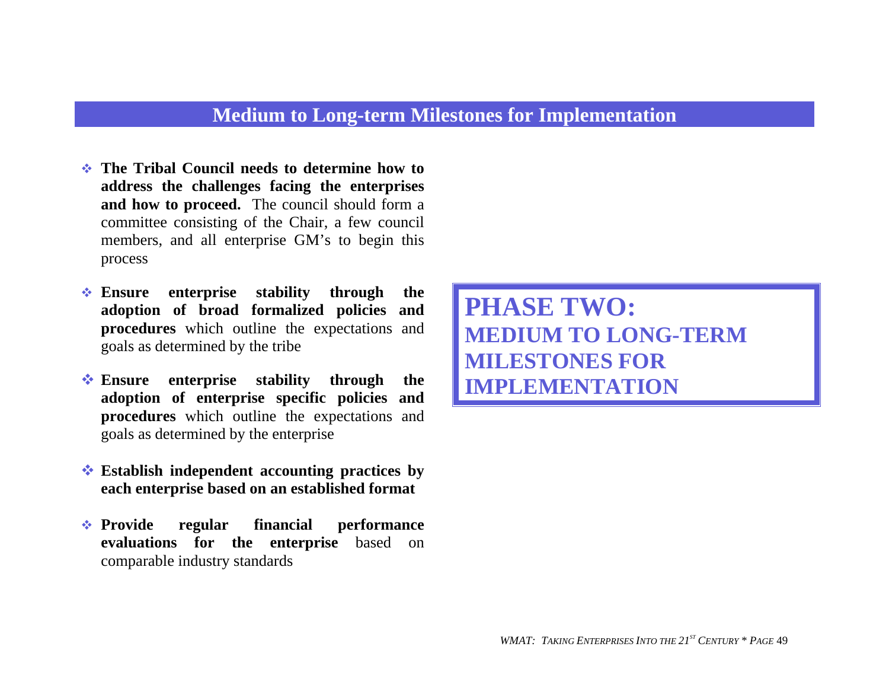## Medium to Long-term Milestones for Implementation

- **The Tribal Council needs to determine how to address the challenges facing the enterprises and how to proceed.** The council should form a committee consisting of the Chair, a few council members, and all enterprise GM's to begin this process

- **Ensure enterprise stability through the adoption of broad formalized policies and procedures** which outline the expectations and goals as determined by the tribe

- **Ensure enterprise stability through the adoption of enterprise specific policies and procedures** which outline the expectations and goals as determined by the enterprise

- **Establish independent accounting practices by each enterprise based on an established format**

- **Provide regular financial performance evaluations for the enterprise** based on comparable industry standards

**PHASE TWO:**
**MEDIUM TO LONG-TERM MILESTONES FOR IMPLEMENTATION**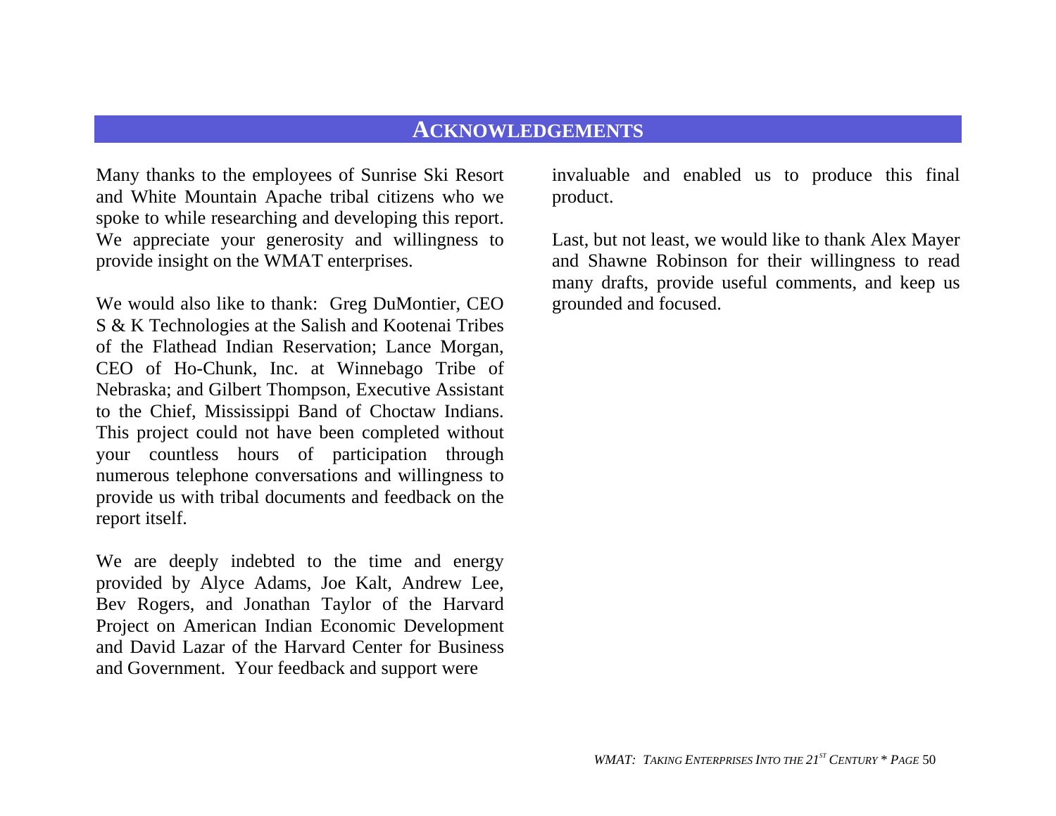## ACKNOWLEDGEMENTS

Many thanks to the employees of Sunrise Ski Resort and White Mountain Apache tribal citizens who we spoke to while researching and developing this report. We appreciate your generosity and willingness to provide insight on the WMAT enterprises.

We would also like to thank: Greg DuMontier, CEO S & K Technologies at the Salish and Kootenai Tribes of the Flathead Indian Reservation; Lance Morgan, CEO of Ho-Chunk, Inc. at Winnebago Tribe of Nebraska; and Gilbert Thompson, Executive Assistant to the Chief, Mississippi Band of Choctaw Indians. This project could not have been completed without your countless hours of participation through numerous telephone conversations and willingness to provide us with tribal documents and feedback on the report itself.

We are deeply indebted to the time and energy provided by Alyce Adams, Joe Kalt, Andrew Lee, Bev Rogers, and Jonathan Taylor of the Harvard Project on American Indian Economic Development and David Lazar of the Harvard Center for Business and Government. Your feedback and support were invaluable and enabled us to produce this final product.

Last, but not least, we would like to thank Alex Mayer and Shawne Robinson for their willingness to read many drafts, provide useful comments, and keep us grounded and focused.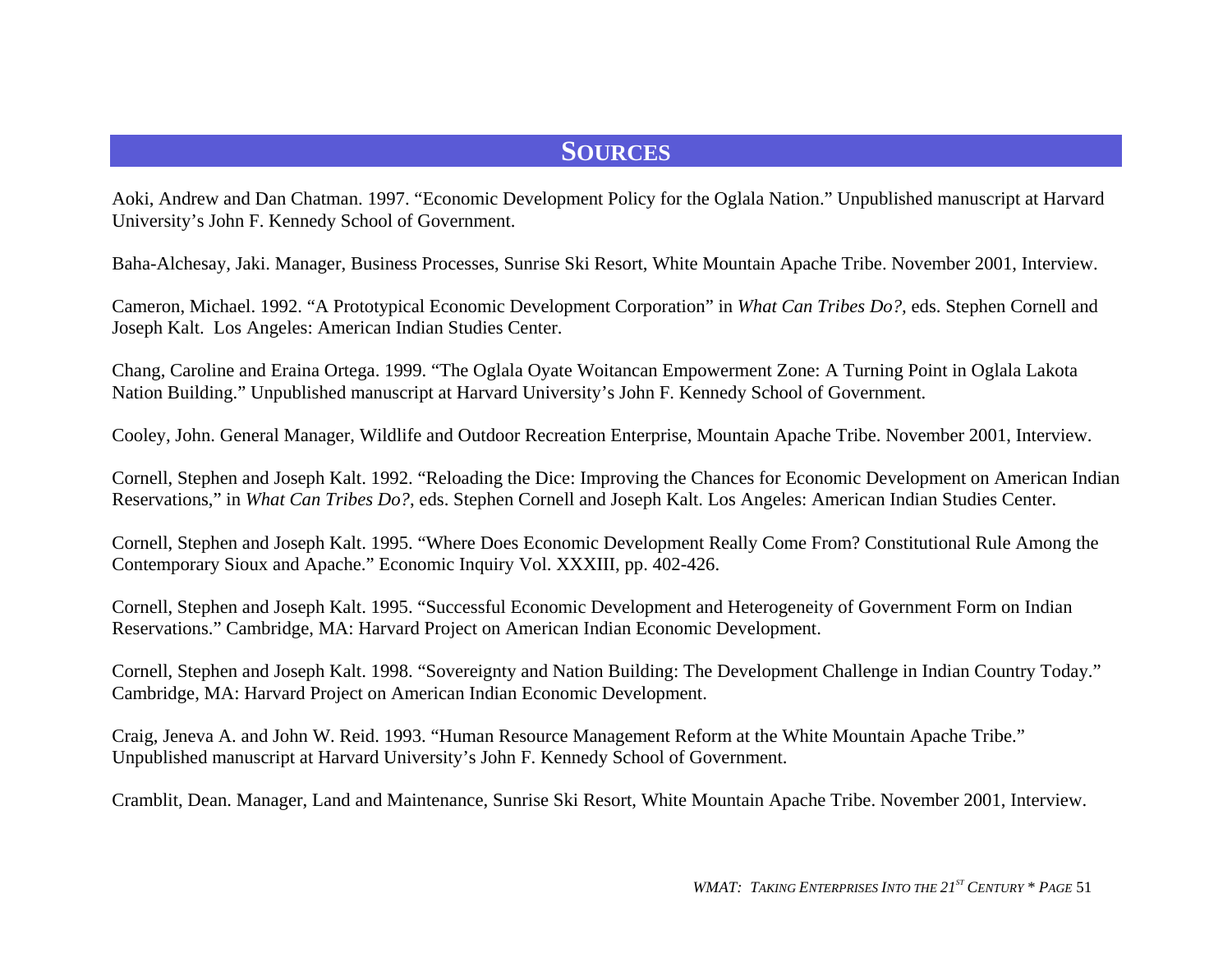## SOURCES

Aoki, Andrew and Dan Chatman. 1997. "Economic Development Policy for the Oglala Nation." Unpublished manuscript at Harvard University's John F. Kennedy School of Government.

Baha-Alchesay, Jaki. Manager, Business Processes, Sunrise Ski Resort, White Mountain Apache Tribe. November 2001, Interview.

Cameron, Michael. 1992. "A Prototypical Economic Development Corporation" in *What Can Tribes Do?,* eds. Stephen Cornell and Joseph Kalt. Los Angeles: American Indian Studies Center.

Chang, Caroline and Eraina Ortega. 1999. "The Oglala Oyate Woitancan Empowerment Zone: A Turning Point in Oglala Lakota Nation Building." Unpublished manuscript at Harvard University's John F. Kennedy School of Government.

Cooley, John. General Manager, Wildlife and Outdoor Recreation Enterprise, Mountain Apache Tribe. November 2001, Interview.

Cornell, Stephen and Joseph Kalt. 1992. "Reloading the Dice: Improving the Chances for Economic Development on American Indian Reservations," in *What Can Tribes Do?*, eds. Stephen Cornell and Joseph Kalt. Los Angeles: American Indian Studies Center.

Cornell, Stephen and Joseph Kalt. 1995. "Where Does Economic Development Really Come From? Constitutional Rule Among the Contemporary Sioux and Apache." Economic Inquiry Vol. XXXIII, pp. 402-426.

Cornell, Stephen and Joseph Kalt. 1995. "Successful Economic Development and Heterogeneity of Government Form on Indian Reservations." Cambridge, MA: Harvard Project on American Indian Economic Development.

Cornell, Stephen and Joseph Kalt. 1998. "Sovereignty and Nation Building: The Development Challenge in Indian Country Today." Cambridge, MA: Harvard Project on American Indian Economic Development.

Craig, Jeneva A. and John W. Reid. 1993. "Human Resource Management Reform at the White Mountain Apache Tribe." Unpublished manuscript at Harvard University's John F. Kennedy School of Government.

Cramblit, Dean. Manager, Land and Maintenance, Sunrise Ski Resort, White Mountain Apache Tribe. November 2001, Interview.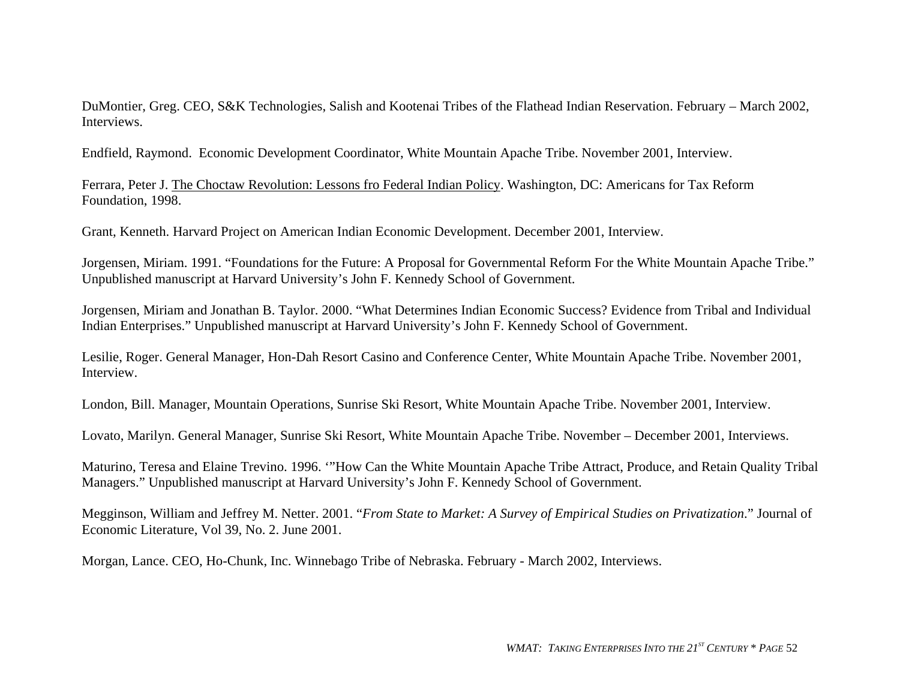DuMontier, Greg. CEO, S&K Technologies, Salish and Kootenai Tribes of the Flathead Indian Reservation. February – March 2002, Interviews.

Endfield, Raymond. Economic Development Coordinator, White Mountain Apache Tribe. November 2001, Interview.

Ferrara, Peter J. <u>The Choctaw Revolution: Lessons fro Federal Indian Policy</u>. Washington, DC: Americans for Tax Reform Foundation, 1998.

Grant, Kenneth. Harvard Project on American Indian Economic Development. December 2001, Interview.

Jorgensen, Miriam. 1991. "Foundations for the Future: A Proposal for Governmental Reform For the White Mountain Apache Tribe." Unpublished manuscript at Harvard University's John F. Kennedy School of Government.

Jorgensen, Miriam and Jonathan B. Taylor. 2000. "What Determines Indian Economic Success? Evidence from Tribal and Individual Indian Enterprises." Unpublished manuscript at Harvard University's John F. Kennedy School of Government.

Lesilie, Roger. General Manager, Hon-Dah Resort Casino and Conference Center, White Mountain Apache Tribe. November 2001, Interview.

London, Bill. Manager, Mountain Operations, Sunrise Ski Resort, White Mountain Apache Tribe. November 2001, Interview.

Lovato, Marilyn. General Manager, Sunrise Ski Resort, White Mountain Apache Tribe. November – December 2001, Interviews.

Maturino, Teresa and Elaine Trevino. 1996. '"How Can the White Mountain Apache Tribe Attract, Produce, and Retain Quality Tribal Managers." Unpublished manuscript at Harvard University's John F. Kennedy School of Government.

Megginson, William and Jeffrey M. Netter. 2001. "*From State to Market: A Survey of Empirical Studies on Privatization*." Journal of Economic Literature, Vol 39, No. 2. June 2001.

Morgan, Lance. CEO, Ho-Chunk, Inc. Winnebago Tribe of Nebraska. February - March 2002, Interviews.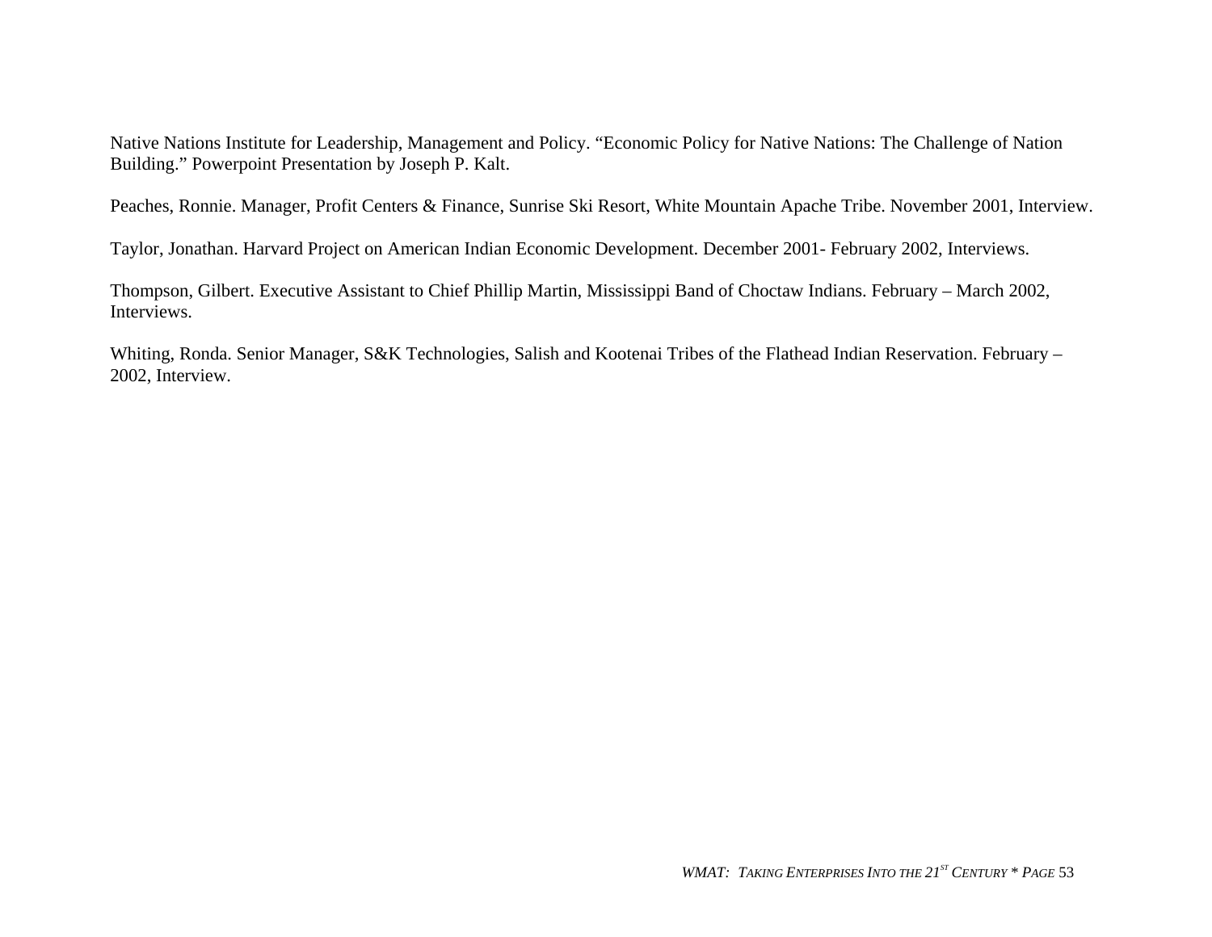Native Nations Institute for Leadership, Management and Policy. "Economic Policy for Native Nations: The Challenge of Nation Building." Powerpoint Presentation by Joseph P. Kalt.

Peaches, Ronnie. Manager, Profit Centers & Finance, Sunrise Ski Resort, White Mountain Apache Tribe. November 2001, Interview.

Taylor, Jonathan. Harvard Project on American Indian Economic Development. December 2001- February 2002, Interviews.

Thompson, Gilbert. Executive Assistant to Chief Phillip Martin, Mississippi Band of Choctaw Indians. February – March 2002, Interviews.

Whiting, Ronda. Senior Manager, S&K Technologies, Salish and Kootenai Tribes of the Flathead Indian Reservation. February – 2002, Interview.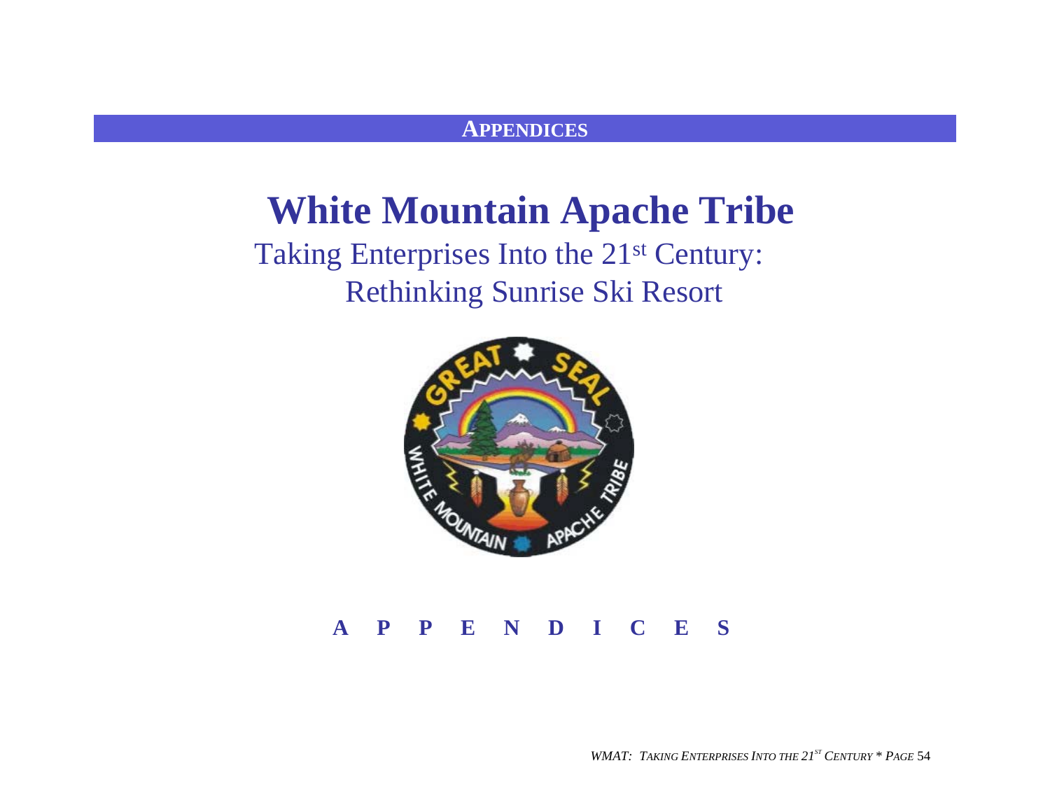**APPENDICES**

# White Mountain Apache Tribe

## Taking Enterprises Into the 21st Century: Rethinking Sunrise Ski Resort

**A P P E N D I C E S**